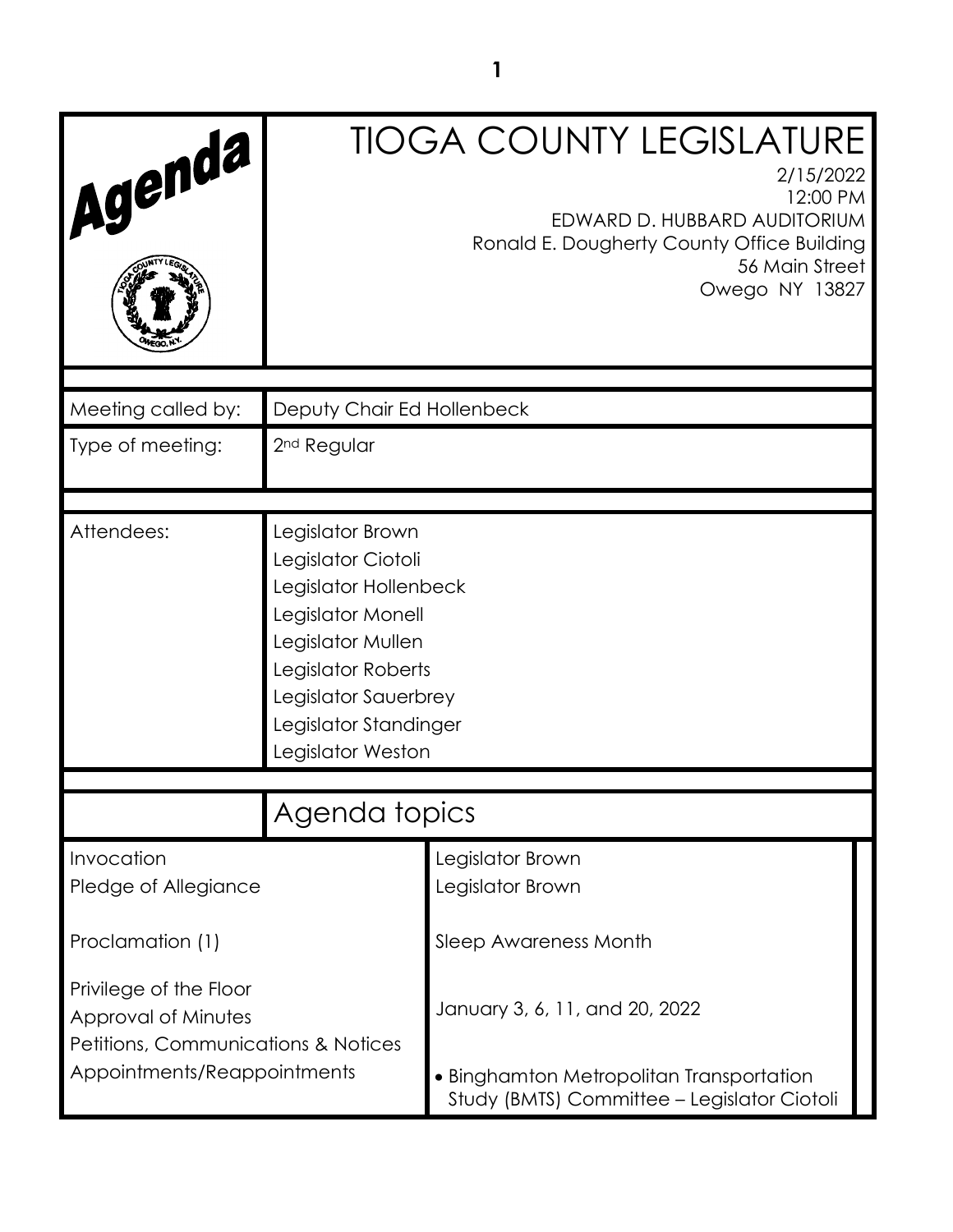# Agenda

# TIOGA COUNTY LEGISLATURE

2/15/2022
12:00 PM
EDWARD D. HUBBARD AUDITORIUM
Ronald E. Dougherty County Office Building
56 Main Street
Owego NY 13827

| | |
|---|---|
| Meeting called by: | Deputy Chair Ed Hollenbeck |
| Type of meeting: | 2nd Regular |
| Attendees: | Legislator Brown<br>Legislator Ciotoli<br>Legislator Hollenbeck<br>Legislator Monell<br>Legislator Mullen<br>Legislator Roberts<br>Legislator Sauerbrey<br>Legislator Standinger<br>Legislator Weston |

## Agenda topics

| | |
|---|---|
| Invocation | Legislator Brown |
| Pledge of Allegiance | Legislator Brown |
| Proclamation (1) | Sleep Awareness Month |
| Privilege of the Floor | |
| Approval of Minutes | January 3, 6, 11, and 20, 2022 |
| Petitions, Communications & Notices | |
| Appointments/Reappointments | • Binghamton Metropolitan Transportation Study (BMTS) Committee – Legislator Ciotoli |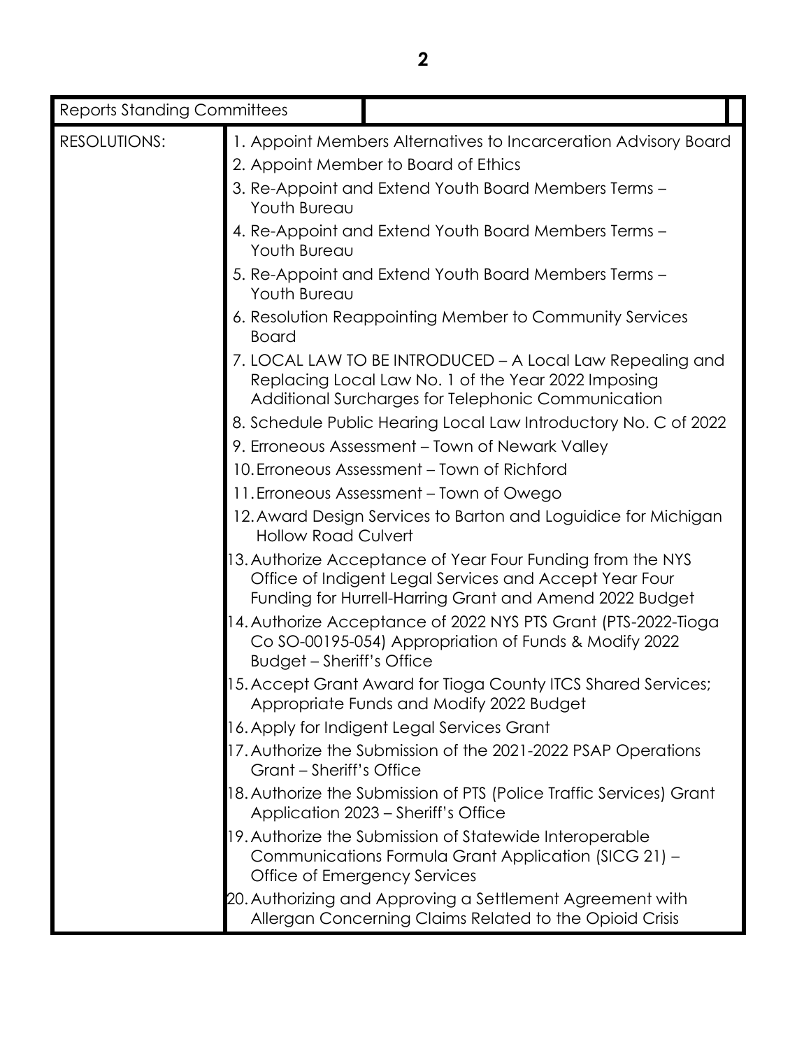| Reports Standing Committees | |
|---|---|
| RESOLUTIONS: | 1. Appoint Members Alternatives to Incarceration Advisory Board<br>2. Appoint Member to Board of Ethics<br>3. Re-Appoint and Extend Youth Board Members Terms – Youth Bureau<br>4. Re-Appoint and Extend Youth Board Members Terms – Youth Bureau<br>5. Re-Appoint and Extend Youth Board Members Terms – Youth Bureau<br>6. Resolution Reappointing Member to Community Services Board<br>7. LOCAL LAW TO BE INTRODUCED – A Local Law Repealing and Replacing Local Law No. 1 of the Year 2022 Imposing Additional Surcharges for Telephonic Communication<br>8. Schedule Public Hearing Local Law Introductory No. C of 2022<br>9. Erroneous Assessment – Town of Newark Valley<br>10. Erroneous Assessment – Town of Richford<br>11. Erroneous Assessment – Town of Owego<br>12. Award Design Services to Barton and Loguidice for Michigan Hollow Road Culvert<br>13. Authorize Acceptance of Year Four Funding from the NYS Office of Indigent Legal Services and Accept Year Four Funding for Hurrell-Harring Grant and Amend 2022 Budget<br>14. Authorize Acceptance of 2022 NYS PTS Grant (PTS-2022-Tioga Co SO-00195-054) Appropriation of Funds & Modify 2022 Budget – Sheriff's Office<br>15. Accept Grant Award for Tioga County ITCS Shared Services; Appropriate Funds and Modify 2022 Budget<br>16. Apply for Indigent Legal Services Grant<br>17. Authorize the Submission of the 2021-2022 PSAP Operations Grant – Sheriff's Office<br>18. Authorize the Submission of PTS (Police Traffic Services) Grant Application 2023 – Sheriff's Office<br>19. Authorize the Submission of Statewide Interoperable Communications Formula Grant Application (SICG 21) – Office of Emergency Services<br>20. Authorizing and Approving a Settlement Agreement with Allergan Concerning Claims Related to the Opioid Crisis |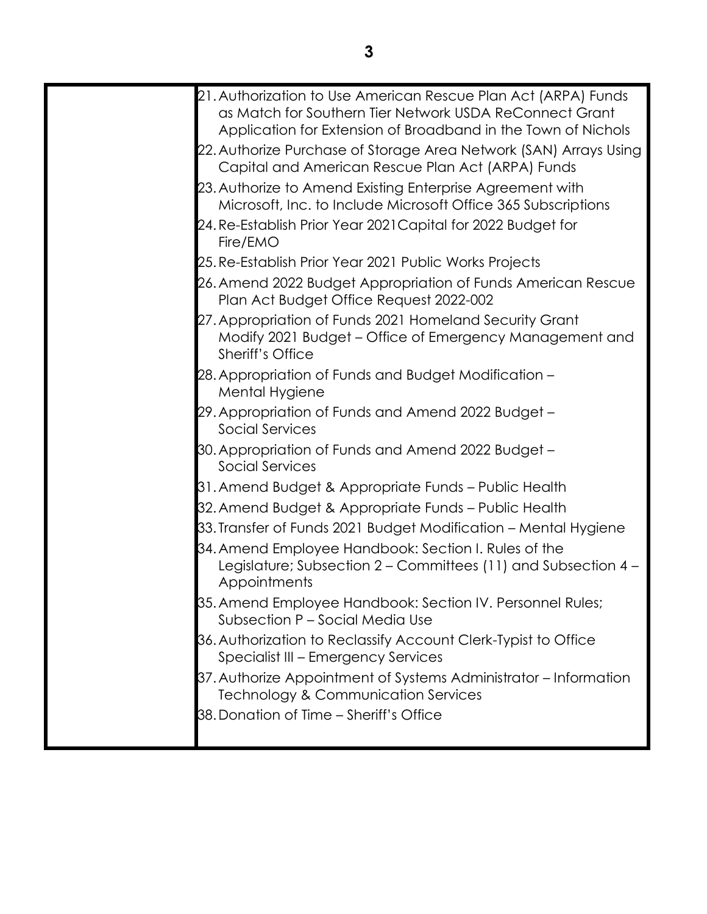21. Authorization to Use American Rescue Plan Act (ARPA) Funds as Match for Southern Tier Network USDA ReConnect Grant Application for Extension of Broadband in the Town of Nichols
22. Authorize Purchase of Storage Area Network (SAN) Arrays Using Capital and American Rescue Plan Act (ARPA) Funds
23. Authorize to Amend Existing Enterprise Agreement with Microsoft, Inc. to Include Microsoft Office 365 Subscriptions
24. Re-Establish Prior Year 2021Capital for 2022 Budget for Fire/EMO
25. Re-Establish Prior Year 2021 Public Works Projects
26. Amend 2022 Budget Appropriation of Funds American Rescue Plan Act Budget Office Request 2022-002
27. Appropriation of Funds 2021 Homeland Security Grant Modify 2021 Budget – Office of Emergency Management and Sheriff's Office
28. Appropriation of Funds and Budget Modification – Mental Hygiene
29. Appropriation of Funds and Amend 2022 Budget – Social Services
30. Appropriation of Funds and Amend 2022 Budget – Social Services
31. Amend Budget & Appropriate Funds – Public Health
32. Amend Budget & Appropriate Funds – Public Health
33. Transfer of Funds 2021 Budget Modification – Mental Hygiene
34. Amend Employee Handbook: Section I. Rules of the Legislature; Subsection 2 – Committees (11) and Subsection 4 – Appointments
35. Amend Employee Handbook: Section IV. Personnel Rules; Subsection P – Social Media Use
36. Authorization to Reclassify Account Clerk-Typist to Office Specialist III – Emergency Services
37. Authorize Appointment of Systems Administrator – Information Technology & Communication Services
38. Donation of Time – Sheriff's Office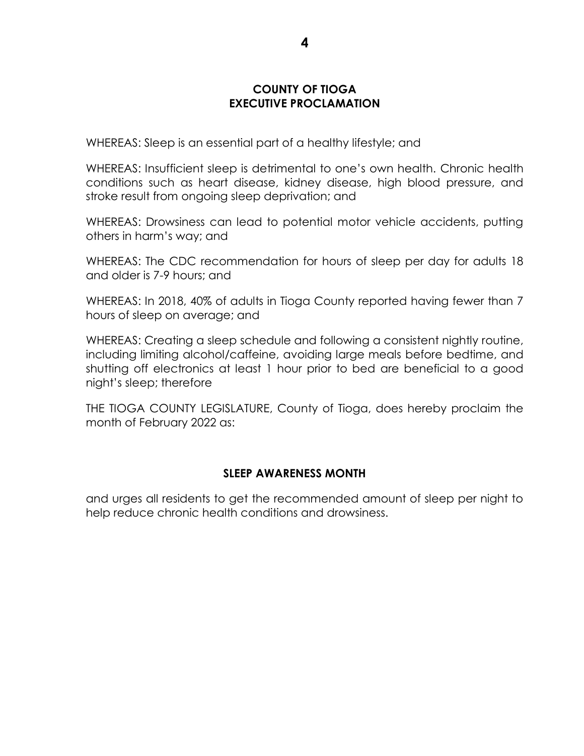**COUNTY OF TIOGA**
**EXECUTIVE PROCLAMATION**

WHEREAS: Sleep is an essential part of a healthy lifestyle; and

WHEREAS: Insufficient sleep is detrimental to one's own health. Chronic health conditions such as heart disease, kidney disease, high blood pressure, and stroke result from ongoing sleep deprivation; and

WHEREAS: Drowsiness can lead to potential motor vehicle accidents, putting others in harm's way; and

WHEREAS: The CDC recommendation for hours of sleep per day for adults 18 and older is 7-9 hours; and

WHEREAS: In 2018, 40% of adults in Tioga County reported having fewer than 7 hours of sleep on average; and

WHEREAS: Creating a sleep schedule and following a consistent nightly routine, including limiting alcohol/caffeine, avoiding large meals before bedtime, and shutting off electronics at least 1 hour prior to bed are beneficial to a good night's sleep; therefore

THE TIOGA COUNTY LEGISLATURE, County of Tioga, does hereby proclaim the month of February 2022 as:

**SLEEP AWARENESS MONTH**

and urges all residents to get the recommended amount of sleep per night to help reduce chronic health conditions and drowsiness.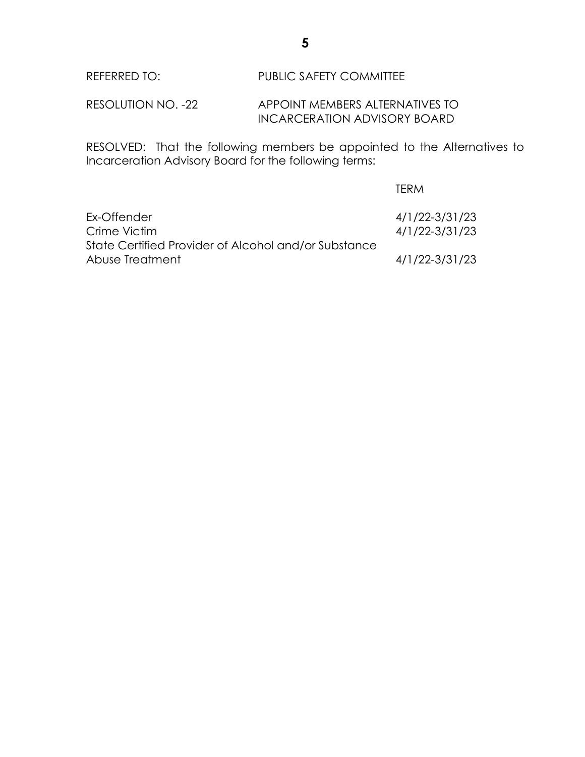REFERRED TO: PUBLIC SAFETY COMMITTEE

RESOLUTION NO. -22 APPOINT MEMBERS ALTERNATIVES TO INCARCERATION ADVISORY BOARD

RESOLVED: That the following members be appointed to the Alternatives to Incarceration Advisory Board for the following terms:

| | TERM |
|---|---|
| Ex-Offender | 4/1/22-3/31/23 |
| Crime Victim | 4/1/22-3/31/23 |
| State Certified Provider of Alcohol and/or Substance Abuse Treatment | 4/1/22-3/31/23 |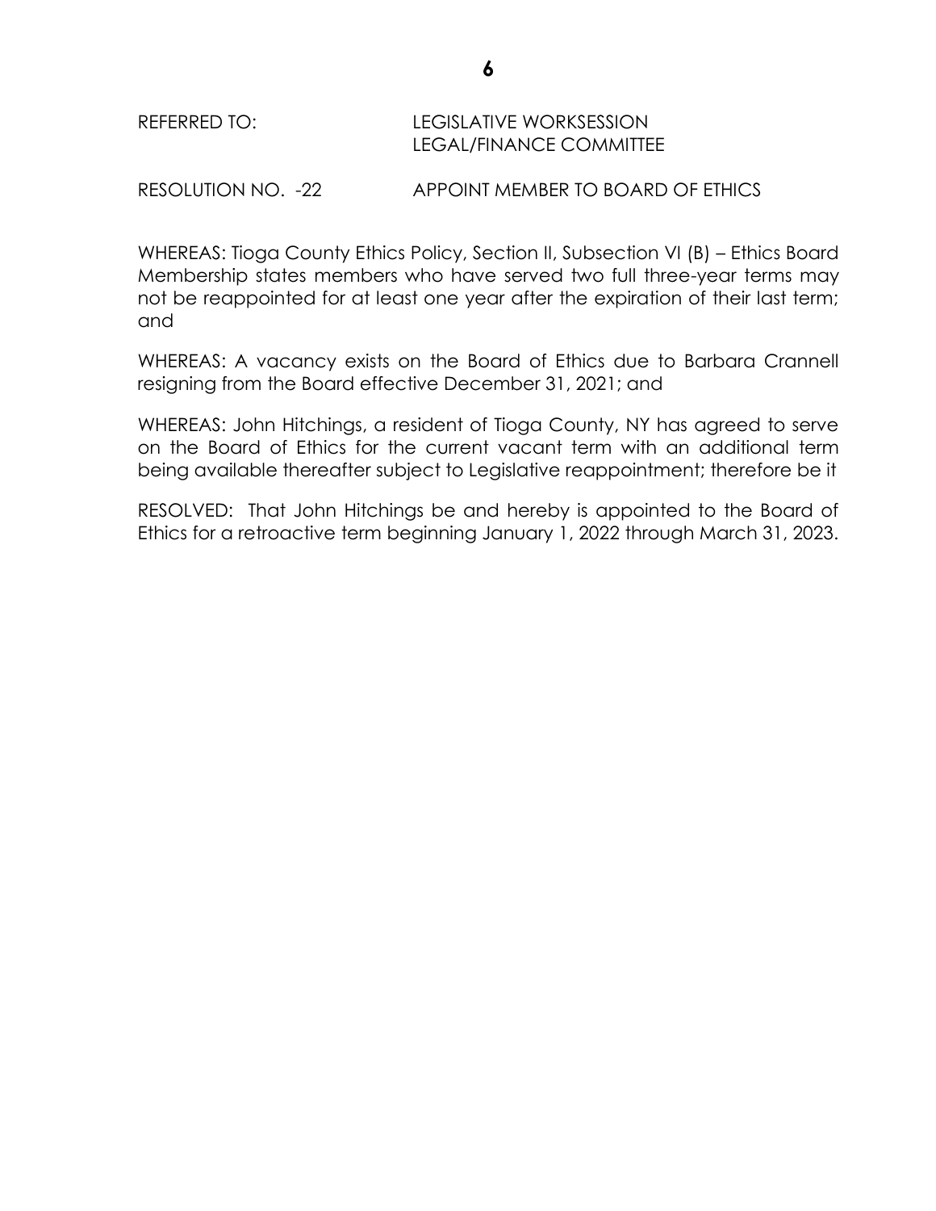REFERRED TO: LEGISLATIVE WORKSESSION
LEGAL/FINANCE COMMITTEE

RESOLUTION NO. -22 APPOINT MEMBER TO BOARD OF ETHICS

WHEREAS: Tioga County Ethics Policy, Section II, Subsection VI (B) – Ethics Board Membership states members who have served two full three-year terms may not be reappointed for at least one year after the expiration of their last term; and

WHEREAS: A vacancy exists on the Board of Ethics due to Barbara Crannell resigning from the Board effective December 31, 2021; and

WHEREAS: John Hitchings, a resident of Tioga County, NY has agreed to serve on the Board of Ethics for the current vacant term with an additional term being available thereafter subject to Legislative reappointment; therefore be it

RESOLVED: That John Hitchings be and hereby is appointed to the Board of Ethics for a retroactive term beginning January 1, 2022 through March 31, 2023.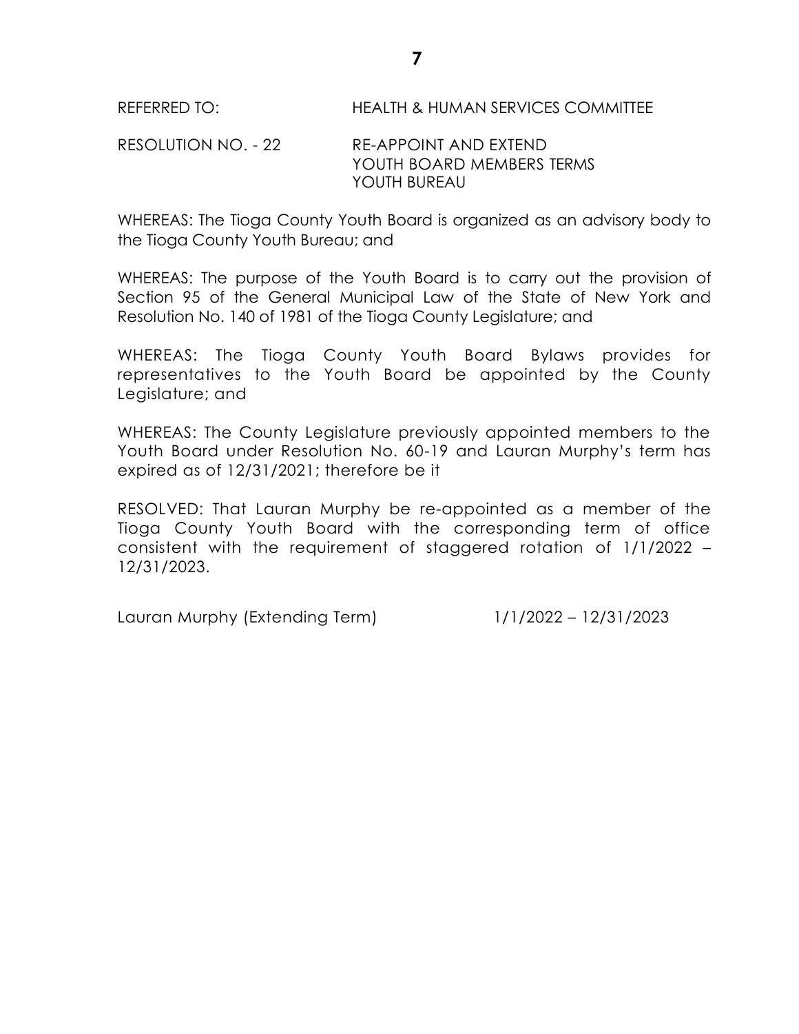REFERRED TO: HEALTH & HUMAN SERVICES COMMITTEE

RESOLUTION NO. - 22 RE-APPOINT AND EXTEND
YOUTH BOARD MEMBERS TERMS
YOUTH BUREAU

WHEREAS: The Tioga County Youth Board is organized as an advisory body to the Tioga County Youth Bureau; and

WHEREAS: The purpose of the Youth Board is to carry out the provision of Section 95 of the General Municipal Law of the State of New York and Resolution No. 140 of 1981 of the Tioga County Legislature; and

WHEREAS: The Tioga County Youth Board Bylaws provides for representatives to the Youth Board be appointed by the County Legislature; and

WHEREAS: The County Legislature previously appointed members to the Youth Board under Resolution No. 60-19 and Lauran Murphy's term has expired as of 12/31/2021; therefore be it

RESOLVED: That Lauran Murphy be re-appointed as a member of the Tioga County Youth Board with the corresponding term of office consistent with the requirement of staggered rotation of 1/1/2022 – 12/31/2023.

Lauran Murphy (Extending Term) 1/1/2022 – 12/31/2023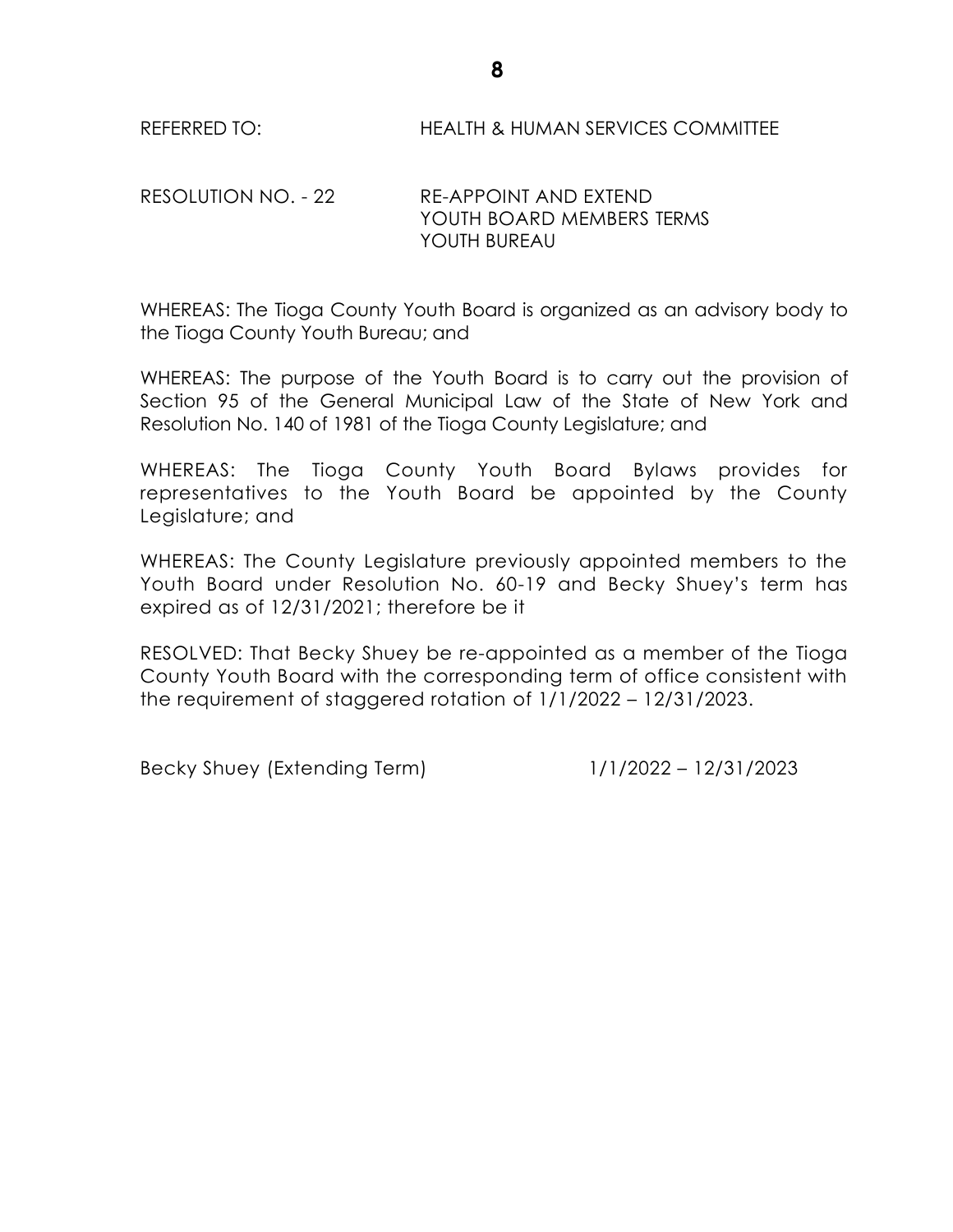REFERRED TO: HEALTH & HUMAN SERVICES COMMITTEE

RESOLUTION NO. - 22 RE-APPOINT AND EXTEND
YOUTH BOARD MEMBERS TERMS
YOUTH BUREAU

WHEREAS: The Tioga County Youth Board is organized as an advisory body to the Tioga County Youth Bureau; and

WHEREAS: The purpose of the Youth Board is to carry out the provision of Section 95 of the General Municipal Law of the State of New York and Resolution No. 140 of 1981 of the Tioga County Legislature; and

WHEREAS: The Tioga County Youth Board Bylaws provides for representatives to the Youth Board be appointed by the County Legislature; and

WHEREAS: The County Legislature previously appointed members to the Youth Board under Resolution No. 60-19 and Becky Shuey's term has expired as of 12/31/2021; therefore be it

RESOLVED: That Becky Shuey be re-appointed as a member of the Tioga County Youth Board with the corresponding term of office consistent with the requirement of staggered rotation of 1/1/2022 – 12/31/2023.

Becky Shuey (Extending Term) 1/1/2022 – 12/31/2023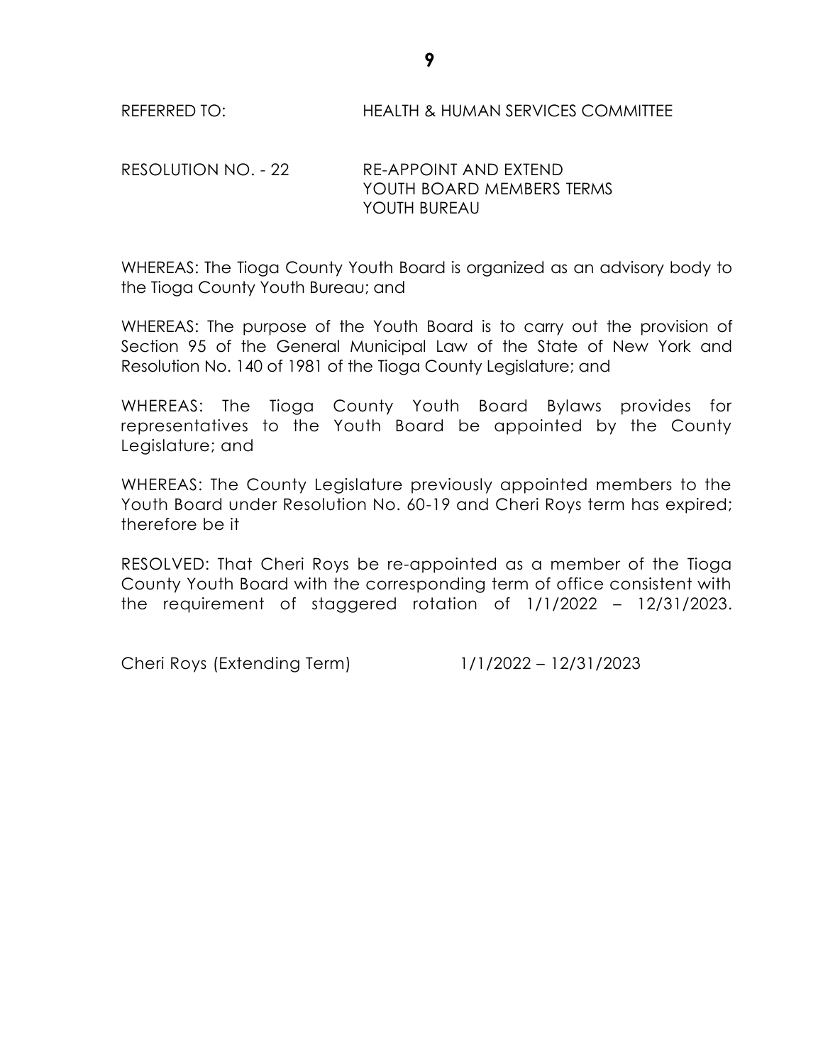REFERRED TO: HEALTH & HUMAN SERVICES COMMITTEE

RESOLUTION NO. - 22 RE-APPOINT AND EXTEND
YOUTH BOARD MEMBERS TERMS
YOUTH BUREAU

WHEREAS: The Tioga County Youth Board is organized as an advisory body to the Tioga County Youth Bureau; and

WHEREAS: The purpose of the Youth Board is to carry out the provision of Section 95 of the General Municipal Law of the State of New York and Resolution No. 140 of 1981 of the Tioga County Legislature; and

WHEREAS: The Tioga County Youth Board Bylaws provides for representatives to the Youth Board be appointed by the County Legislature; and

WHEREAS: The County Legislature previously appointed members to the Youth Board under Resolution No. 60-19 and Cheri Roys term has expired; therefore be it

RESOLVED: That Cheri Roys be re-appointed as a member of the Tioga County Youth Board with the corresponding term of office consistent with the requirement of staggered rotation of 1/1/2022 – 12/31/2023.

Cheri Roys (Extending Term) 1/1/2022 – 12/31/2023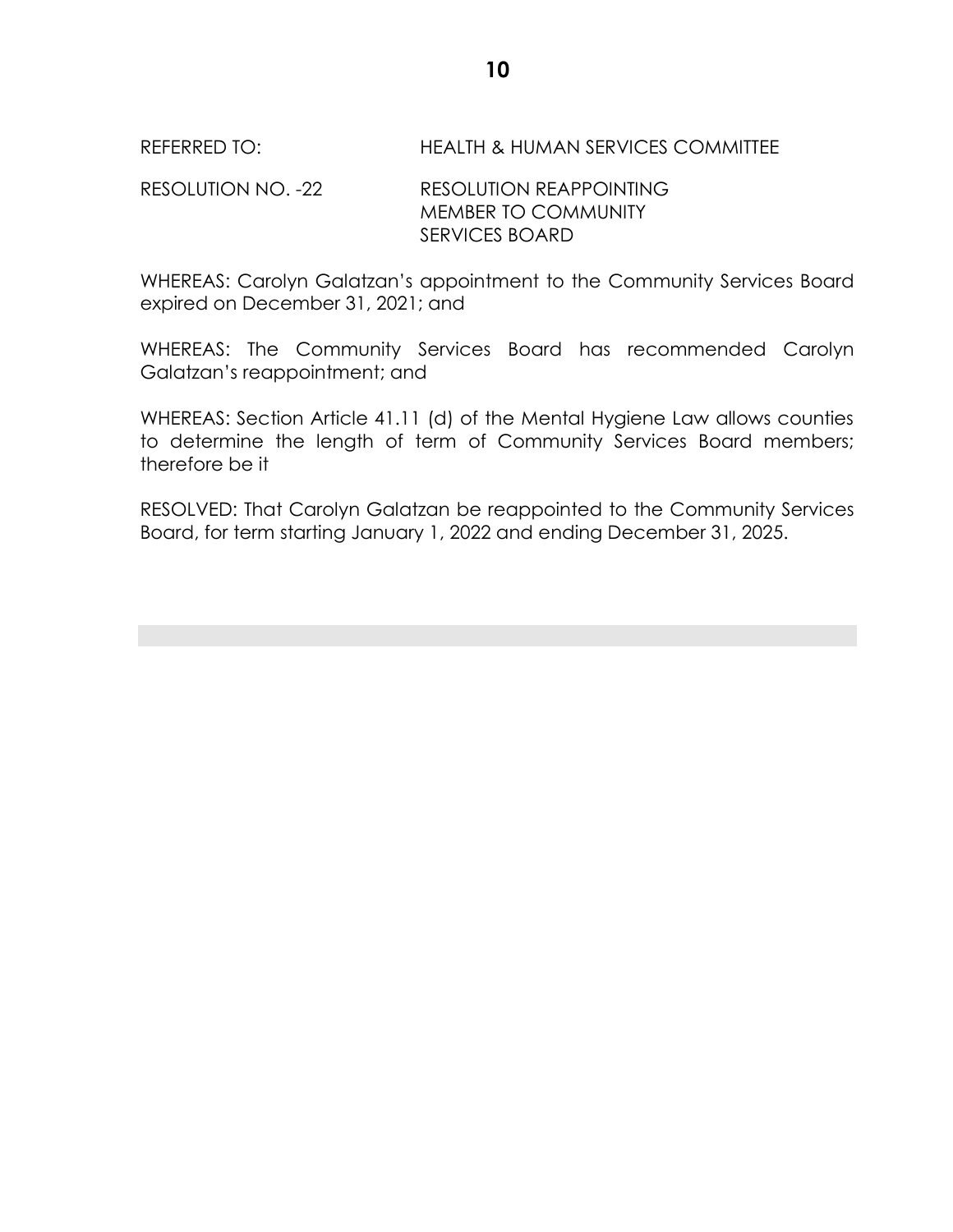REFERRED TO: HEALTH & HUMAN SERVICES COMMITTEE

RESOLUTION NO. -22 RESOLUTION REAPPOINTING MEMBER TO COMMUNITY SERVICES BOARD

WHEREAS: Carolyn Galatzan's appointment to the Community Services Board expired on December 31, 2021; and

WHEREAS: The Community Services Board has recommended Carolyn Galatzan's reappointment; and

WHEREAS: Section Article 41.11 (d) of the Mental Hygiene Law allows counties to determine the length of term of Community Services Board members; therefore be it

RESOLVED: That Carolyn Galatzan be reappointed to the Community Services Board, for term starting January 1, 2022 and ending December 31, 2025.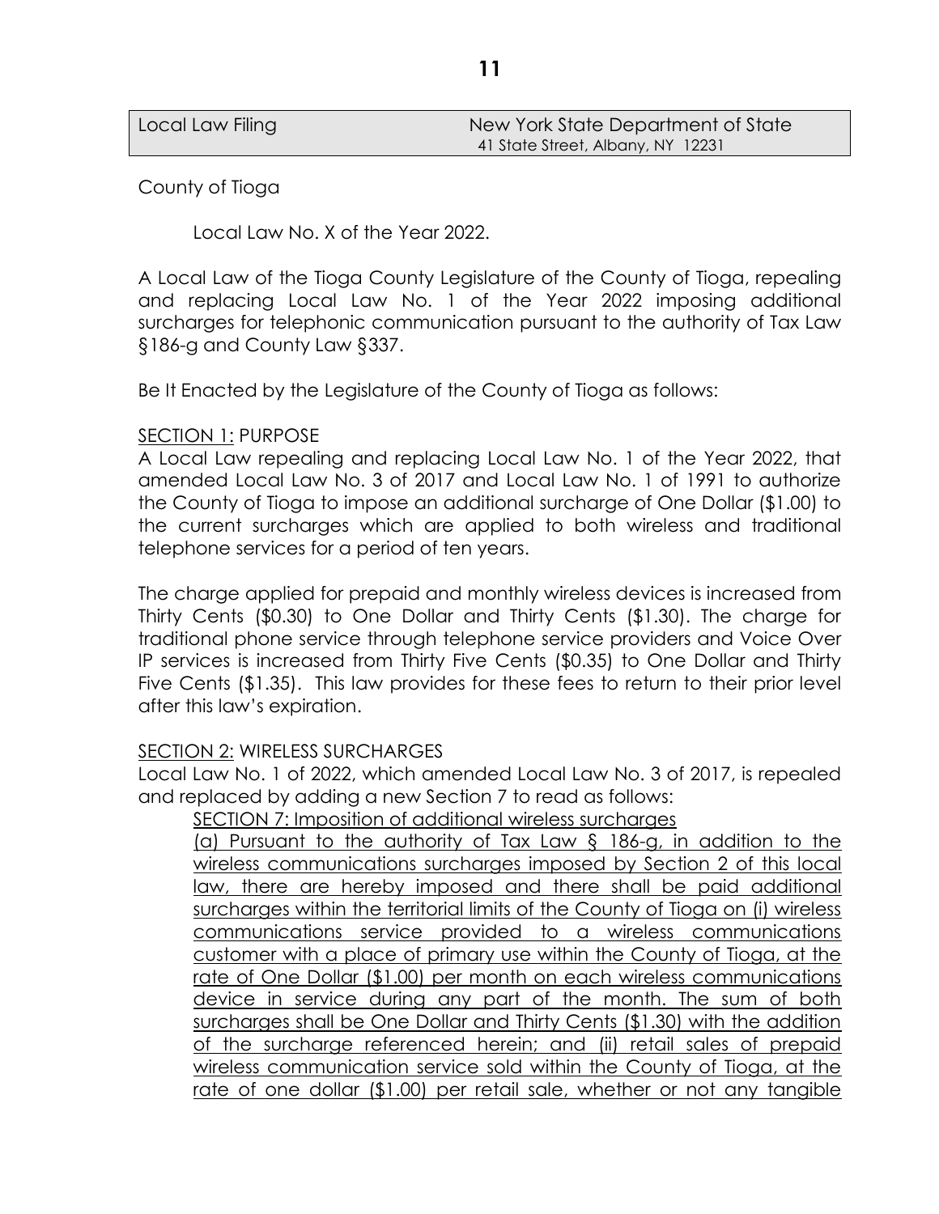| Local Law Filing | New York State Department of State<br>41 State Street, Albany, NY 12231 |
|---|---|

County of Tioga

Local Law No. X of the Year 2022.

A Local Law of the Tioga County Legislature of the County of Tioga, repealing and replacing Local Law No. 1 of the Year 2022 imposing additional surcharges for telephonic communication pursuant to the authority of Tax Law §186-g and County Law §337.

Be It Enacted by the Legislature of the County of Tioga as follows:

<u>SECTION 1:</u> PURPOSE

A Local Law repealing and replacing Local Law No. 1 of the Year 2022, that amended Local Law No. 3 of 2017 and Local Law No. 1 of 1991 to authorize the County of Tioga to impose an additional surcharge of One Dollar ($1.00) to the current surcharges which are applied to both wireless and traditional telephone services for a period of ten years.

The charge applied for prepaid and monthly wireless devices is increased from Thirty Cents ($0.30) to One Dollar and Thirty Cents ($1.30). The charge for traditional phone service through telephone service providers and Voice Over IP services is increased from Thirty Five Cents ($0.35) to One Dollar and Thirty Five Cents ($1.35). This law provides for these fees to return to their prior level after this law's expiration.

<u>SECTION 2:</u> WIRELESS SURCHARGES

Local Law No. 1 of 2022, which amended Local Law No. 3 of 2017, is repealed and replaced by adding a new Section 7 to read as follows:

<u>SECTION 7: Imposition of additional wireless surcharges</u>

<u>(a) Pursuant to the authority of Tax Law § 186-g, in addition to the wireless communications surcharges imposed by Section 2 of this local law, there are hereby imposed and there shall be paid additional surcharges within the territorial limits of the County of Tioga on (i) wireless communications service provided to a wireless communications customer with a place of primary use within the County of Tioga, at the rate of One Dollar ($1.00) per month on each wireless communications device in service during any part of the month. The sum of both surcharges shall be One Dollar and Thirty Cents ($1.30) with the addition of the surcharge referenced herein; and (ii) retail sales of prepaid wireless communication service sold within the County of Tioga, at the rate of one dollar ($1.00) per retail sale, whether or not any tangible</u>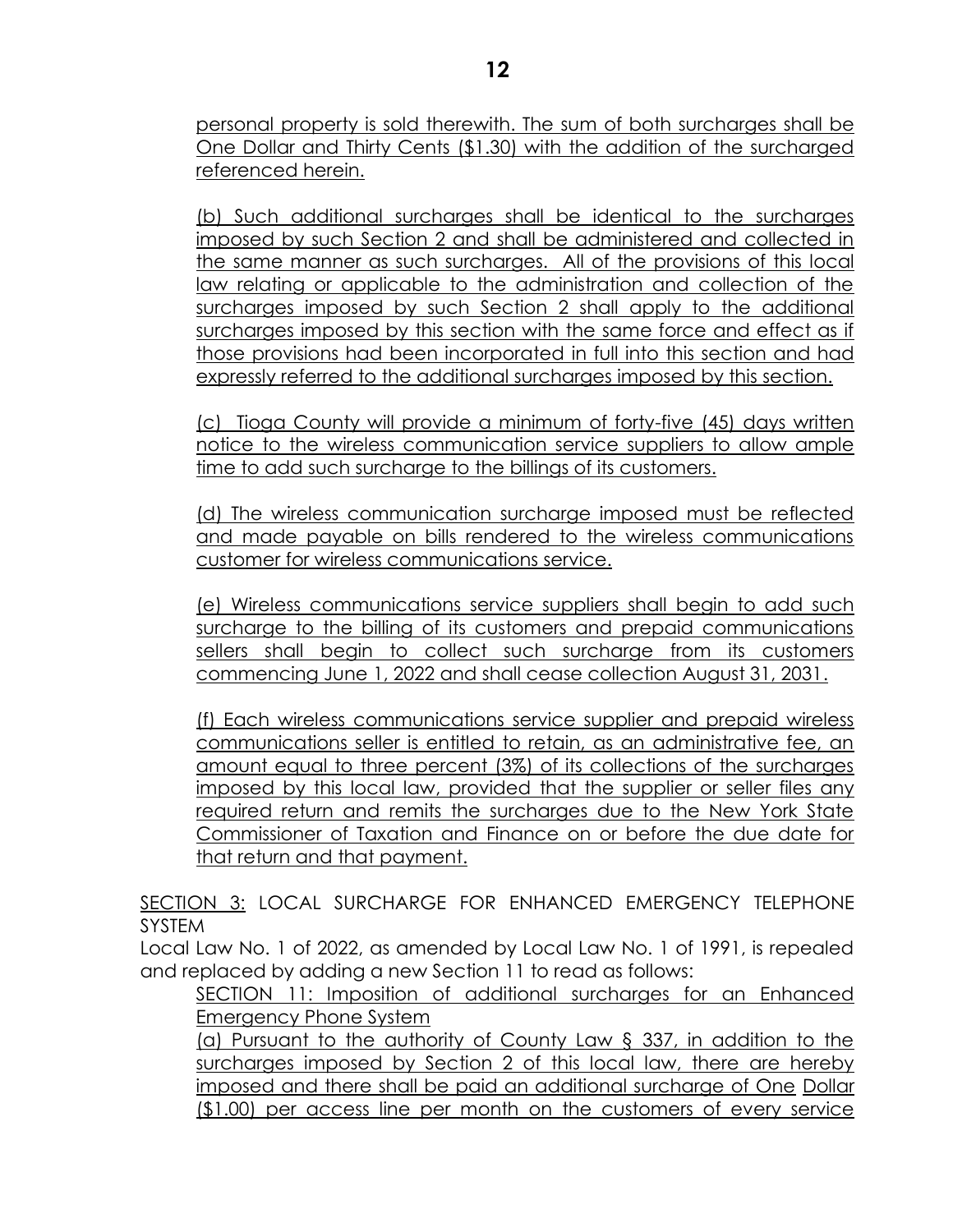personal property is sold therewith. The sum of both surcharges shall be One Dollar and Thirty Cents ($1.30) with the addition of the surcharged referenced herein.

(b) Such additional surcharges shall be identical to the surcharges imposed by such Section 2 and shall be administered and collected in the same manner as such surcharges. All of the provisions of this local law relating or applicable to the administration and collection of the surcharges imposed by such Section 2 shall apply to the additional surcharges imposed by this section with the same force and effect as if those provisions had been incorporated in full into this section and had expressly referred to the additional surcharges imposed by this section.

(c) Tioga County will provide a minimum of forty-five (45) days written notice to the wireless communication service suppliers to allow ample time to add such surcharge to the billings of its customers.

(d) The wireless communication surcharge imposed must be reflected and made payable on bills rendered to the wireless communications customer for wireless communications service.

(e) Wireless communications service suppliers shall begin to add such surcharge to the billing of its customers and prepaid communications sellers shall begin to collect such surcharge from its customers commencing June 1, 2022 and shall cease collection August 31, 2031.

(f) Each wireless communications service supplier and prepaid wireless communications seller is entitled to retain, as an administrative fee, an amount equal to three percent (3%) of its collections of the surcharges imposed by this local law, provided that the supplier or seller files any required return and remits the surcharges due to the New York State Commissioner of Taxation and Finance on or before the due date for that return and that payment.

SECTION 3: LOCAL SURCHARGE FOR ENHANCED EMERGENCY TELEPHONE SYSTEM

Local Law No. 1 of 2022, as amended by Local Law No. 1 of 1991, is repealed and replaced by adding a new Section 11 to read as follows:

SECTION 11: Imposition of additional surcharges for an Enhanced Emergency Phone System

(a) Pursuant to the authority of County Law § 337, in addition to the surcharges imposed by Section 2 of this local law, there are hereby imposed and there shall be paid an additional surcharge of One Dollar ($1.00) per access line per month on the customers of every service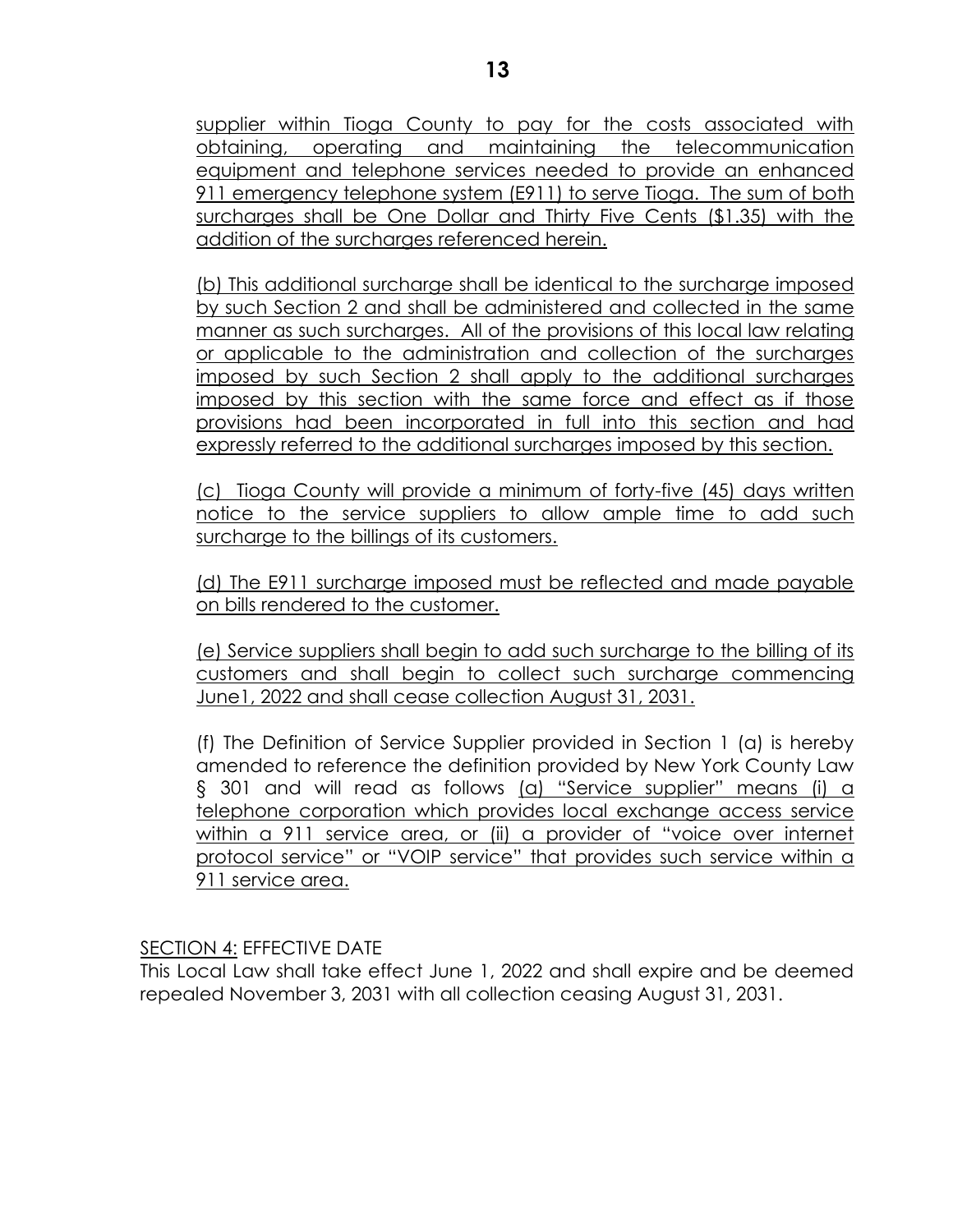supplier within Tioga County to pay for the costs associated with obtaining, operating and maintaining the telecommunication equipment and telephone services needed to provide an enhanced 911 emergency telephone system (E911) to serve Tioga. The sum of both surcharges shall be One Dollar and Thirty Five Cents ($1.35) with the addition of the surcharges referenced herein.

(b) This additional surcharge shall be identical to the surcharge imposed by such Section 2 and shall be administered and collected in the same manner as such surcharges. All of the provisions of this local law relating or applicable to the administration and collection of the surcharges imposed by such Section 2 shall apply to the additional surcharges imposed by this section with the same force and effect as if those provisions had been incorporated in full into this section and had expressly referred to the additional surcharges imposed by this section.

(c) Tioga County will provide a minimum of forty-five (45) days written notice to the service suppliers to allow ample time to add such surcharge to the billings of its customers.

(d) The E911 surcharge imposed must be reflected and made payable on bills rendered to the customer.

(e) Service suppliers shall begin to add such surcharge to the billing of its customers and shall begin to collect such surcharge commencing June1, 2022 and shall cease collection August 31, 2031.

(f) The Definition of Service Supplier provided in Section 1 (a) is hereby amended to reference the definition provided by New York County Law § 301 and will read as follows (a) "Service supplier" means (i) a telephone corporation which provides local exchange access service within a 911 service area, or (ii) a provider of "voice over internet protocol service" or "VOIP service" that provides such service within a 911 service area.

SECTION 4: EFFECTIVE DATE

This Local Law shall take effect June 1, 2022 and shall expire and be deemed repealed November 3, 2031 with all collection ceasing August 31, 2031.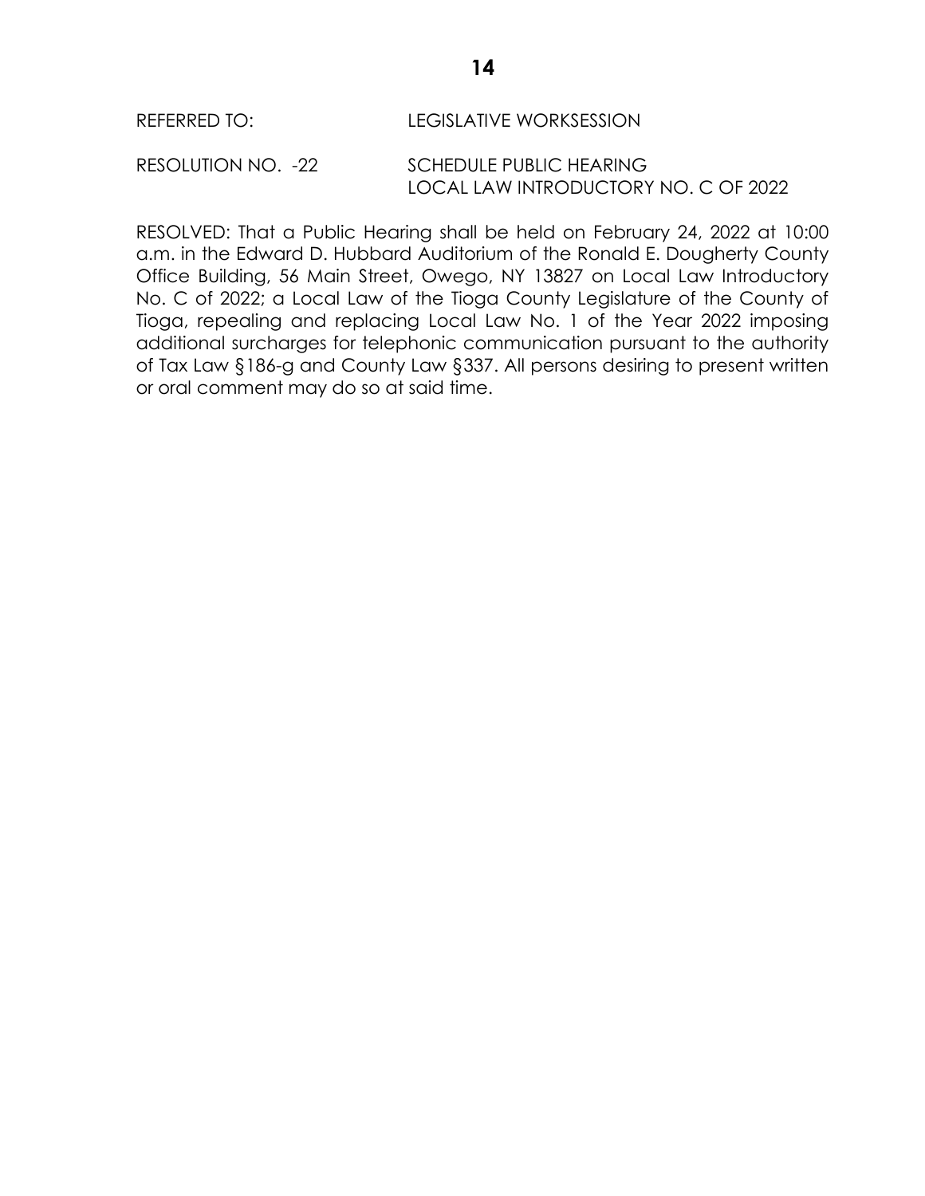REFERRED TO: LEGISLATIVE WORKSESSION

RESOLUTION NO. -22 SCHEDULE PUBLIC HEARING
LOCAL LAW INTRODUCTORY NO. C OF 2022

RESOLVED: That a Public Hearing shall be held on February 24, 2022 at 10:00 a.m. in the Edward D. Hubbard Auditorium of the Ronald E. Dougherty County Office Building, 56 Main Street, Owego, NY 13827 on Local Law Introductory No. C of 2022; a Local Law of the Tioga County Legislature of the County of Tioga, repealing and replacing Local Law No. 1 of the Year 2022 imposing additional surcharges for telephonic communication pursuant to the authority of Tax Law §186-g and County Law §337. All persons desiring to present written or oral comment may do so at said time.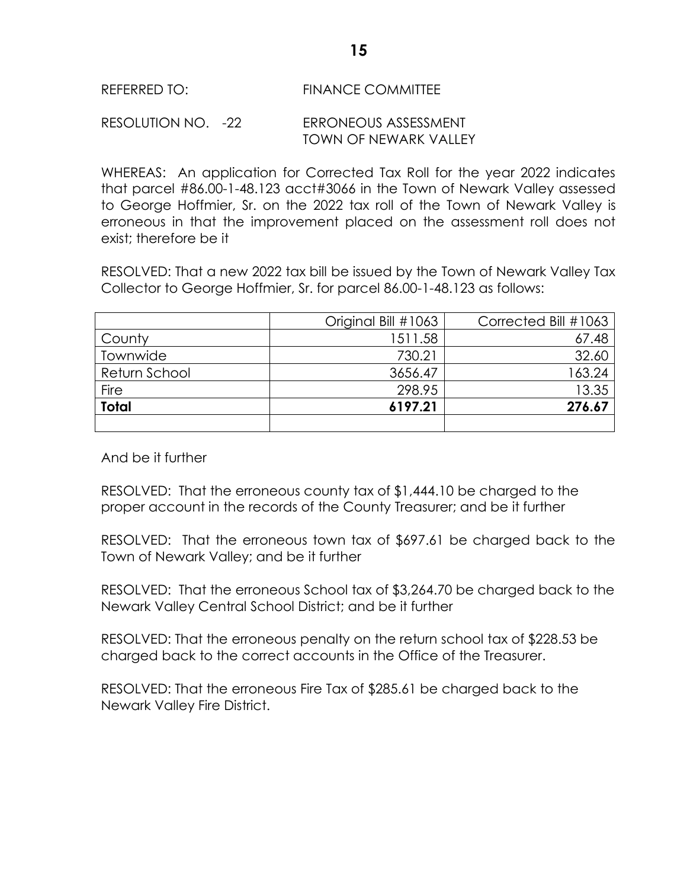REFERRED TO: FINANCE COMMITTEE

RESOLUTION NO. -22 ERRONEOUS ASSESSMENT
TOWN OF NEWARK VALLEY

WHEREAS: An application for Corrected Tax Roll for the year 2022 indicates that parcel #86.00-1-48.123 acct#3066 in the Town of Newark Valley assessed to George Hoffmier, Sr. on the 2022 tax roll of the Town of Newark Valley is erroneous in that the improvement placed on the assessment roll does not exist; therefore be it

RESOLVED: That a new 2022 tax bill be issued by the Town of Newark Valley Tax Collector to George Hoffmier, Sr. for parcel 86.00-1-48.123 as follows:

| | Original Bill #1063 | Corrected Bill #1063 |
|---|---:|---:|
| County | 1511.58 | 67.48 |
| Townwide | 730.21 | 32.60 |
| Return School | 3656.47 | 163.24 |
| Fire | 298.95 | 13.35 |
| **Total** | **6197.21** | **276.67** |
| | | |

And be it further

RESOLVED: That the erroneous county tax of $1,444.10 be charged to the proper account in the records of the County Treasurer; and be it further

RESOLVED: That the erroneous town tax of $697.61 be charged back to the Town of Newark Valley; and be it further

RESOLVED: That the erroneous School tax of $3,264.70 be charged back to the Newark Valley Central School District; and be it further

RESOLVED: That the erroneous penalty on the return school tax of $228.53 be charged back to the correct accounts in the Office of the Treasurer.

RESOLVED: That the erroneous Fire Tax of $285.61 be charged back to the Newark Valley Fire District.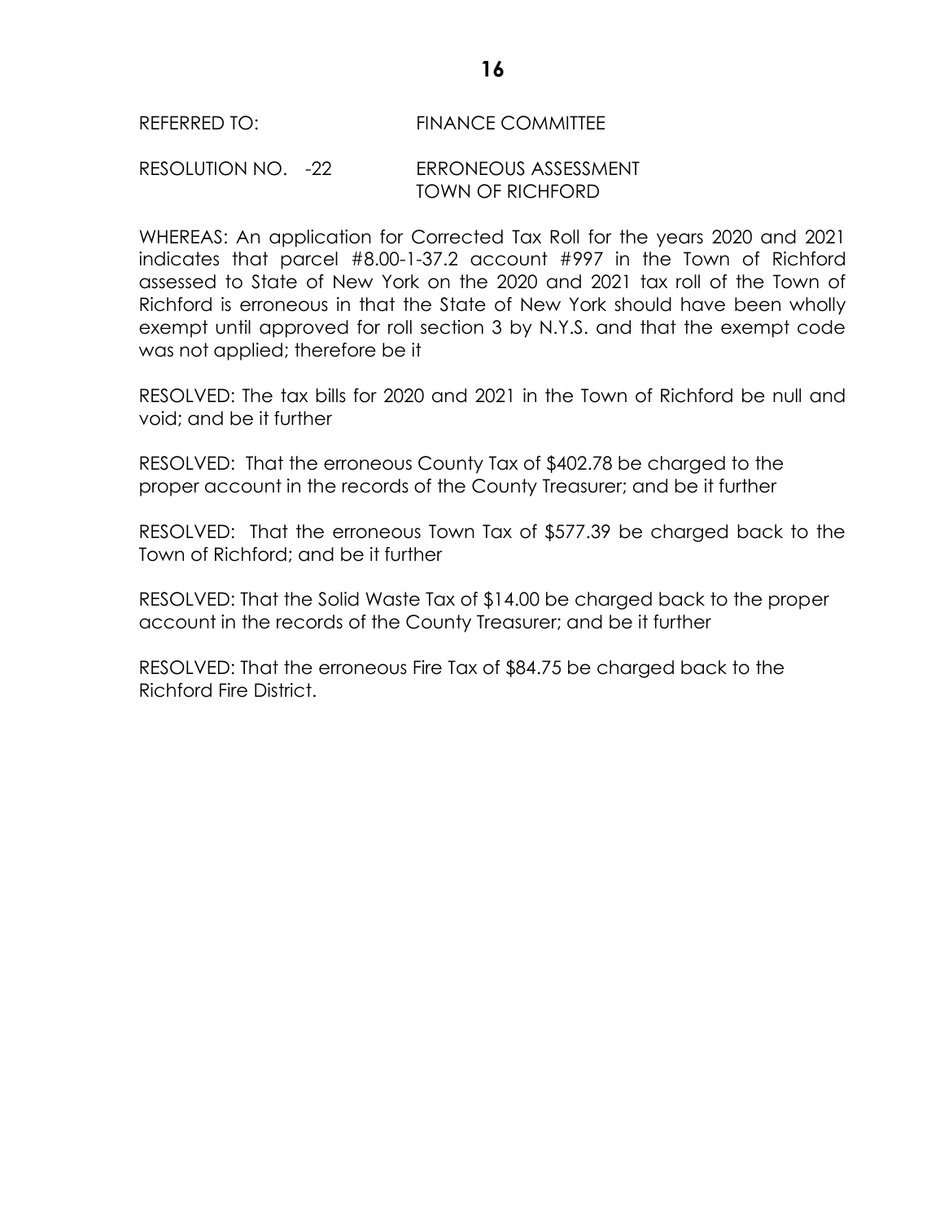REFERRED TO: FINANCE COMMITTEE

RESOLUTION NO. -22 ERRONEOUS ASSESSMENT
TOWN OF RICHFORD

WHEREAS: An application for Corrected Tax Roll for the years 2020 and 2021 indicates that parcel #8.00-1-37.2 account #997 in the Town of Richford assessed to State of New York on the 2020 and 2021 tax roll of the Town of Richford is erroneous in that the State of New York should have been wholly exempt until approved for roll section 3 by N.Y.S. and that the exempt code was not applied; therefore be it

RESOLVED: The tax bills for 2020 and 2021 in the Town of Richford be null and void; and be it further

RESOLVED: That the erroneous County Tax of $402.78 be charged to the proper account in the records of the County Treasurer; and be it further

RESOLVED: That the erroneous Town Tax of $577.39 be charged back to the Town of Richford; and be it further

RESOLVED: That the Solid Waste Tax of $14.00 be charged back to the proper account in the records of the County Treasurer; and be it further

RESOLVED: That the erroneous Fire Tax of $84.75 be charged back to the Richford Fire District.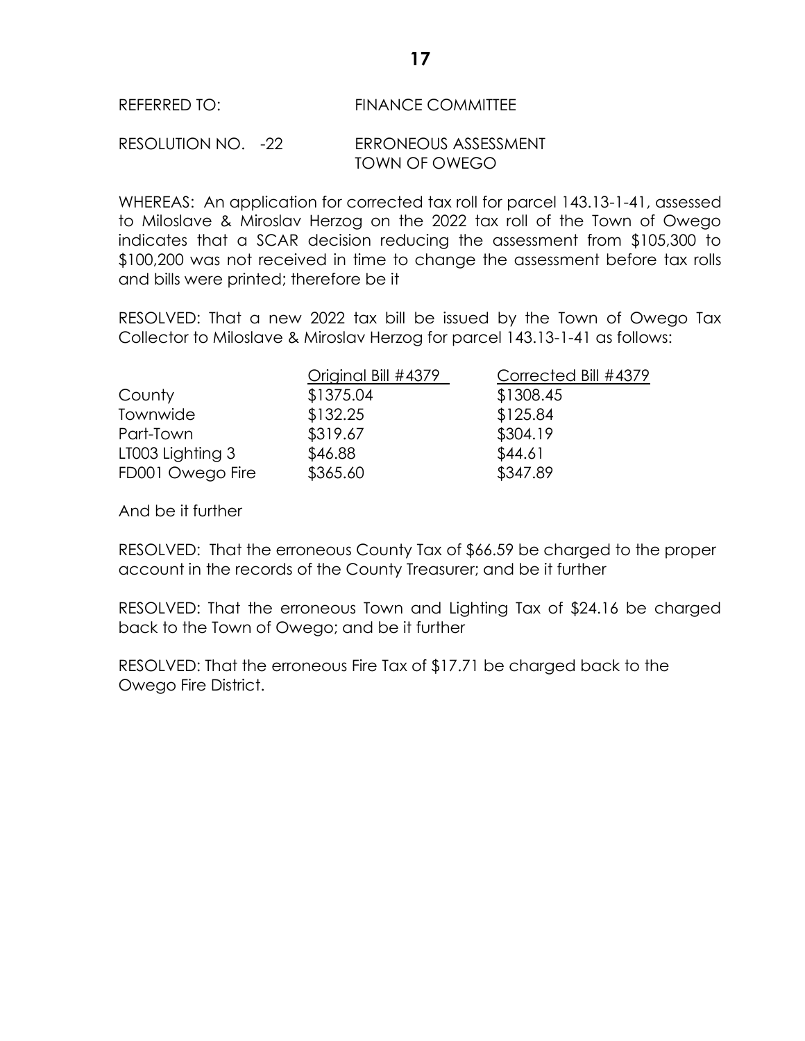REFERRED TO: FINANCE COMMITTEE

RESOLUTION NO. -22 ERRONEOUS ASSESSMENT TOWN OF OWEGO

WHEREAS: An application for corrected tax roll for parcel 143.13-1-41, assessed to Miloslave & Miroslav Herzog on the 2022 tax roll of the Town of Owego indicates that a SCAR decision reducing the assessment from $105,300 to $100,200 was not received in time to change the assessment before tax rolls and bills were printed; therefore be it

RESOLVED: That a new 2022 tax bill be issued by the Town of Owego Tax Collector to Miloslave & Miroslav Herzog for parcel 143.13-1-41 as follows:

| | Original Bill #4379 | Corrected Bill #4379 |
|---|---|---|
| County | $1375.04 | $1308.45 |
| Townwide | $132.25 | $125.84 |
| Part-Town | $319.67 | $304.19 |
| LT003 Lighting 3 | $46.88 | $44.61 |
| FD001 Owego Fire | $365.60 | $347.89 |

And be it further

RESOLVED: That the erroneous County Tax of $66.59 be charged to the proper account in the records of the County Treasurer; and be it further

RESOLVED: That the erroneous Town and Lighting Tax of $24.16 be charged back to the Town of Owego; and be it further

RESOLVED: That the erroneous Fire Tax of $17.71 be charged back to the Owego Fire District.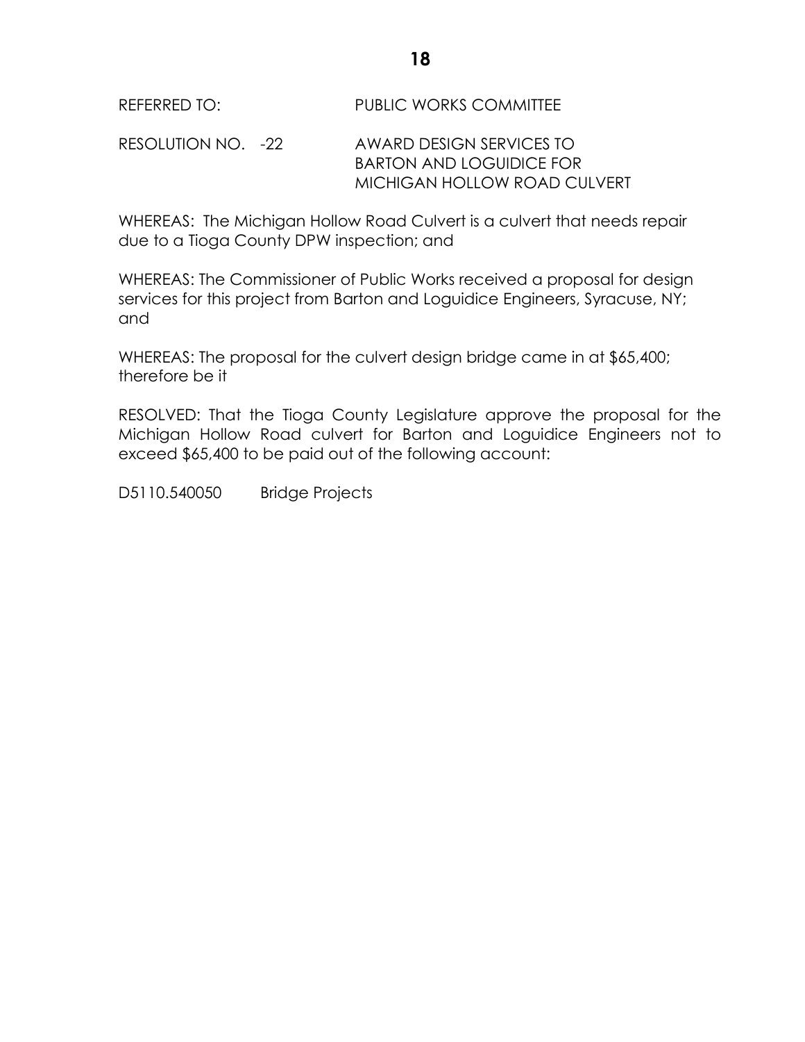REFERRED TO: PUBLIC WORKS COMMITTEE

RESOLUTION NO. -22 AWARD DESIGN SERVICES TO BARTON AND LOGUIDICE FOR MICHIGAN HOLLOW ROAD CULVERT

WHEREAS: The Michigan Hollow Road Culvert is a culvert that needs repair due to a Tioga County DPW inspection; and

WHEREAS: The Commissioner of Public Works received a proposal for design services for this project from Barton and Loguidice Engineers, Syracuse, NY; and

WHEREAS: The proposal for the culvert design bridge came in at $65,400; therefore be it

RESOLVED: That the Tioga County Legislature approve the proposal for the Michigan Hollow Road culvert for Barton and Loguidice Engineers not to exceed $65,400 to be paid out of the following account:

D5110.540050 Bridge Projects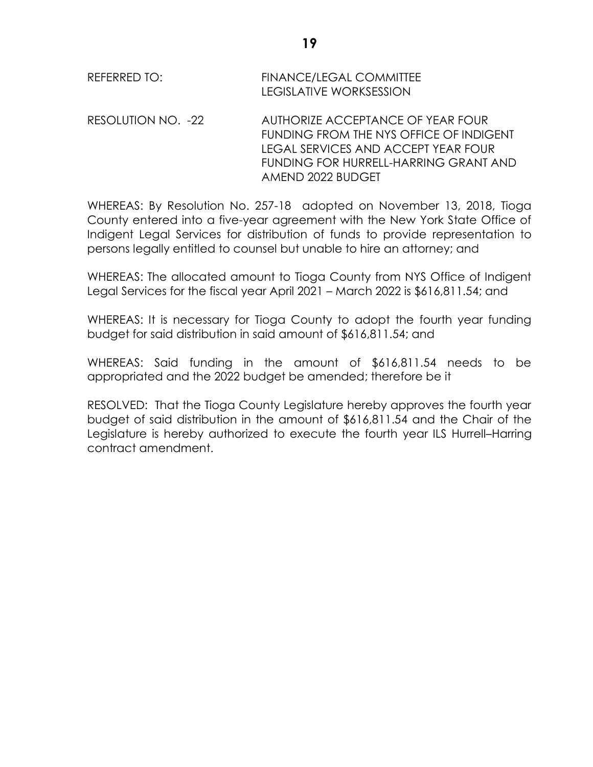REFERRED TO: FINANCE/LEGAL COMMITTEE
LEGISLATIVE WORKSESSION

RESOLUTION NO. -22 AUTHORIZE ACCEPTANCE OF YEAR FOUR FUNDING FROM THE NYS OFFICE OF INDIGENT LEGAL SERVICES AND ACCEPT YEAR FOUR FUNDING FOR HURRELL-HARRING GRANT AND AMEND 2022 BUDGET

WHEREAS: By Resolution No. 257-18 adopted on November 13, 2018, Tioga County entered into a five-year agreement with the New York State Office of Indigent Legal Services for distribution of funds to provide representation to persons legally entitled to counsel but unable to hire an attorney; and

WHEREAS: The allocated amount to Tioga County from NYS Office of Indigent Legal Services for the fiscal year April 2021 – March 2022 is $616,811.54; and

WHEREAS: It is necessary for Tioga County to adopt the fourth year funding budget for said distribution in said amount of $616,811.54; and

WHEREAS: Said funding in the amount of $616,811.54 needs to be appropriated and the 2022 budget be amended; therefore be it

RESOLVED: That the Tioga County Legislature hereby approves the fourth year budget of said distribution in the amount of $616,811.54 and the Chair of the Legislature is hereby authorized to execute the fourth year ILS Hurrell–Harring contract amendment.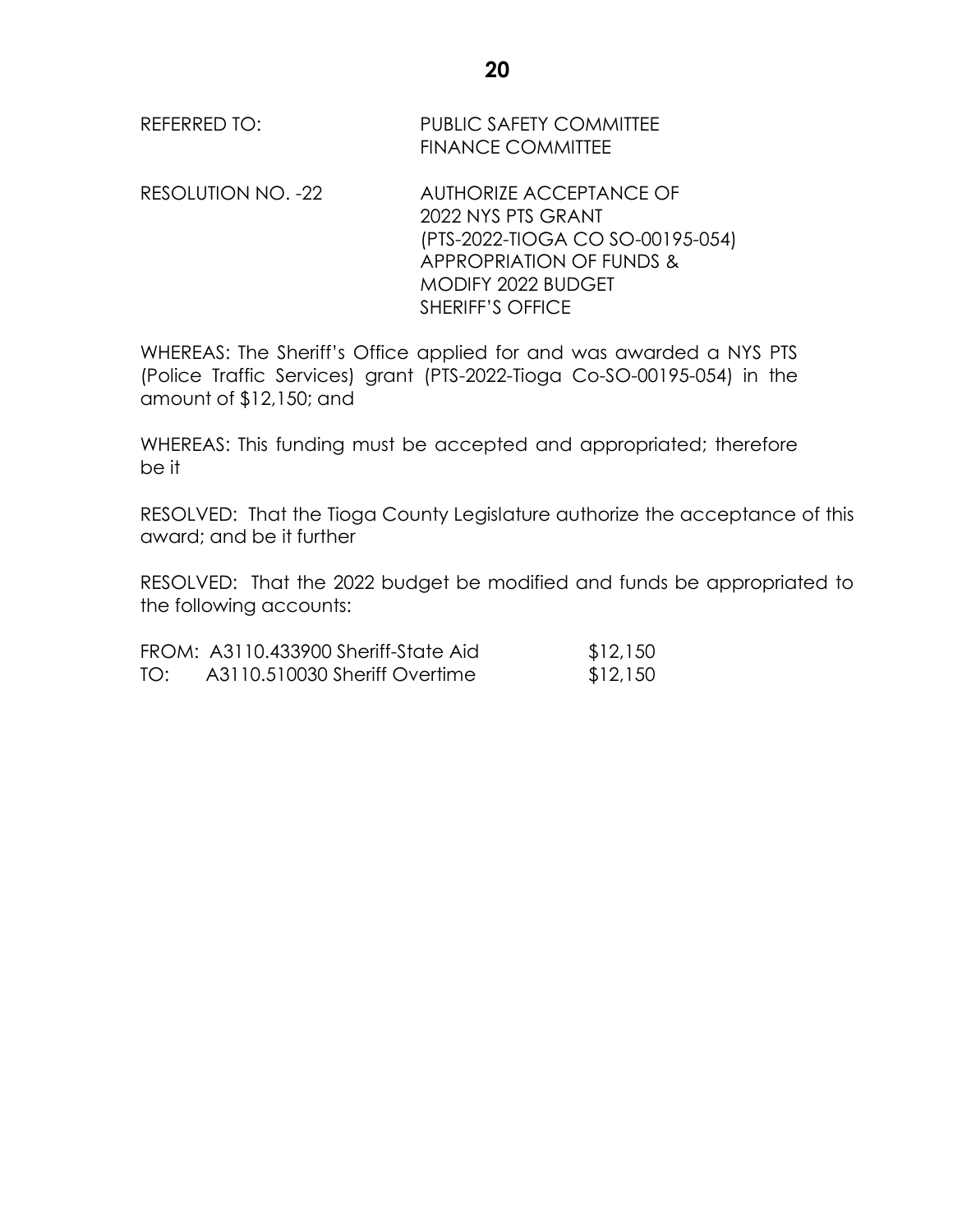REFERRED TO: PUBLIC SAFETY COMMITTEE
FINANCE COMMITTEE

RESOLUTION NO. -22 AUTHORIZE ACCEPTANCE OF
2022 NYS PTS GRANT
(PTS-2022-TIOGA CO SO-00195-054)
APPROPRIATION OF FUNDS &
MODIFY 2022 BUDGET
SHERIFF'S OFFICE

WHEREAS: The Sheriff's Office applied for and was awarded a NYS PTS (Police Traffic Services) grant (PTS-2022-Tioga Co-SO-00195-054) in the amount of $12,150; and

WHEREAS: This funding must be accepted and appropriated; therefore be it

RESOLVED: That the Tioga County Legislature authorize the acceptance of this award; and be it further

RESOLVED: That the 2022 budget be modified and funds be appropriated to the following accounts:

| | | |
|---|---|---|
| FROM: | A3110.433900 Sheriff-State Aid | $12,150 |
| TO: | A3110.510030 Sheriff Overtime | $12,150 |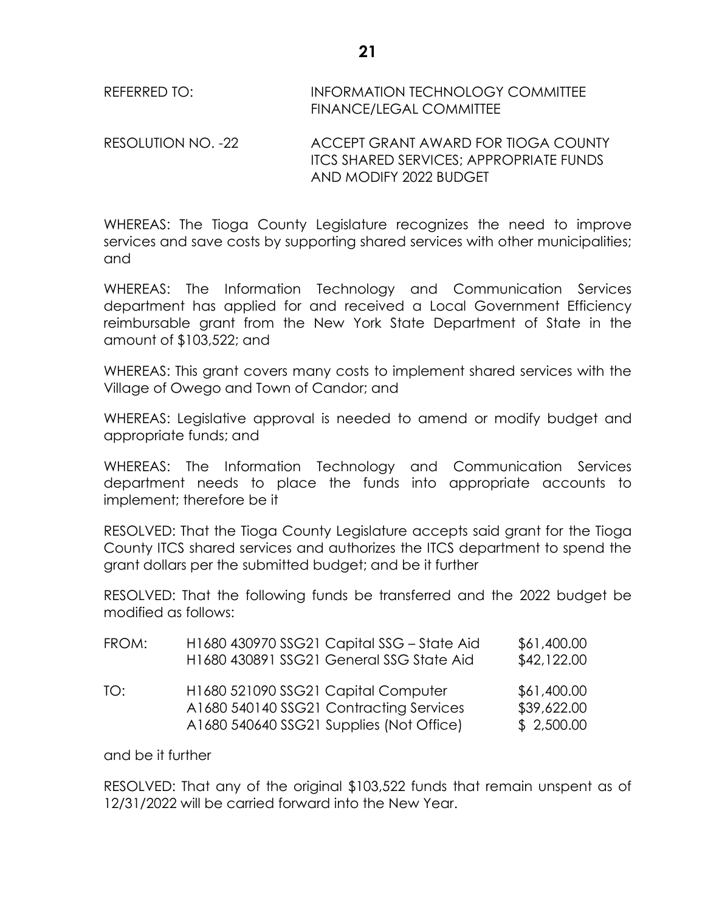REFERRED TO: INFORMATION TECHNOLOGY COMMITTEE
FINANCE/LEGAL COMMITTEE

RESOLUTION NO. -22 ACCEPT GRANT AWARD FOR TIOGA COUNTY ITCS SHARED SERVICES; APPROPRIATE FUNDS AND MODIFY 2022 BUDGET

WHEREAS: The Tioga County Legislature recognizes the need to improve services and save costs by supporting shared services with other municipalities; and

WHEREAS: The Information Technology and Communication Services department has applied for and received a Local Government Efficiency reimbursable grant from the New York State Department of State in the amount of $103,522; and

WHEREAS: This grant covers many costs to implement shared services with the Village of Owego and Town of Candor; and

WHEREAS: Legislative approval is needed to amend or modify budget and appropriate funds; and

WHEREAS: The Information Technology and Communication Services department needs to place the funds into appropriate accounts to implement; therefore be it

RESOLVED: That the Tioga County Legislature accepts said grant for the Tioga County ITCS shared services and authorizes the ITCS department to spend the grant dollars per the submitted budget; and be it further

RESOLVED: That the following funds be transferred and the 2022 budget be modified as follows:

| | | |
|---|---|---|
| FROM: | H1680 430970 SSG21 Capital SSG – State Aid | $61,400.00 |
| | H1680 430891 SSG21 General SSG State Aid | $42,122.00 |
| TO: | H1680 521090 SSG21 Capital Computer | $61,400.00 |
| | A1680 540140 SSG21 Contracting Services | $39,622.00 |
| | A1680 540640 SSG21 Supplies (Not Office) | $ 2,500.00 |

and be it further

RESOLVED: That any of the original $103,522 funds that remain unspent as of 12/31/2022 will be carried forward into the New Year.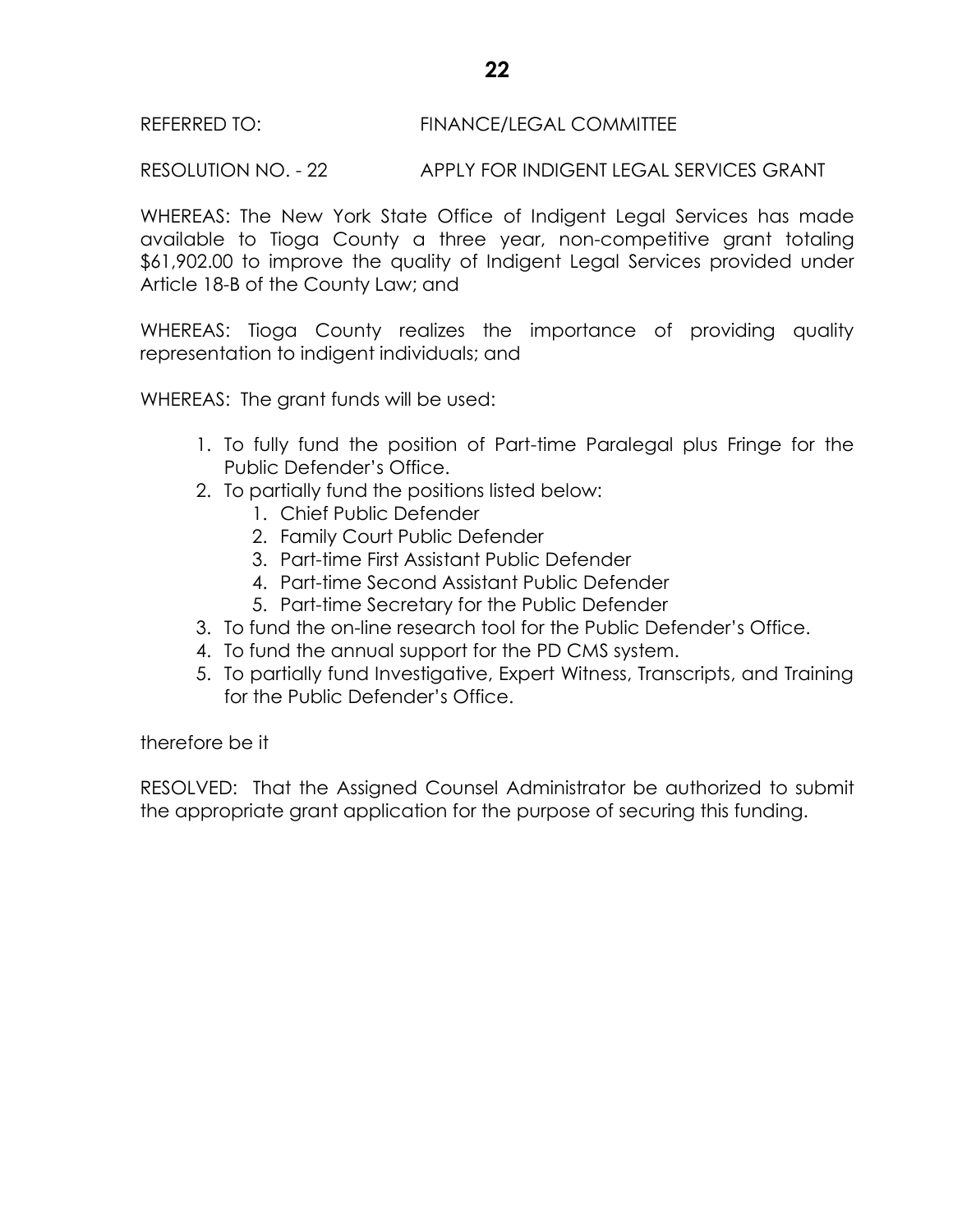REFERRED TO: FINANCE/LEGAL COMMITTEE

RESOLUTION NO. - 22 APPLY FOR INDIGENT LEGAL SERVICES GRANT

WHEREAS: The New York State Office of Indigent Legal Services has made available to Tioga County a three year, non-competitive grant totaling $61,902.00 to improve the quality of Indigent Legal Services provided under Article 18-B of the County Law; and

WHEREAS: Tioga County realizes the importance of providing quality representation to indigent individuals; and

WHEREAS: The grant funds will be used:

1. To fully fund the position of Part-time Paralegal plus Fringe for the Public Defender's Office.
2. To partially fund the positions listed below:
   1. Chief Public Defender
   2. Family Court Public Defender
   3. Part-time First Assistant Public Defender
   4. Part-time Second Assistant Public Defender
   5. Part-time Secretary for the Public Defender
3. To fund the on-line research tool for the Public Defender's Office.
4. To fund the annual support for the PD CMS system.
5. To partially fund Investigative, Expert Witness, Transcripts, and Training for the Public Defender's Office.

therefore be it

RESOLVED: That the Assigned Counsel Administrator be authorized to submit the appropriate grant application for the purpose of securing this funding.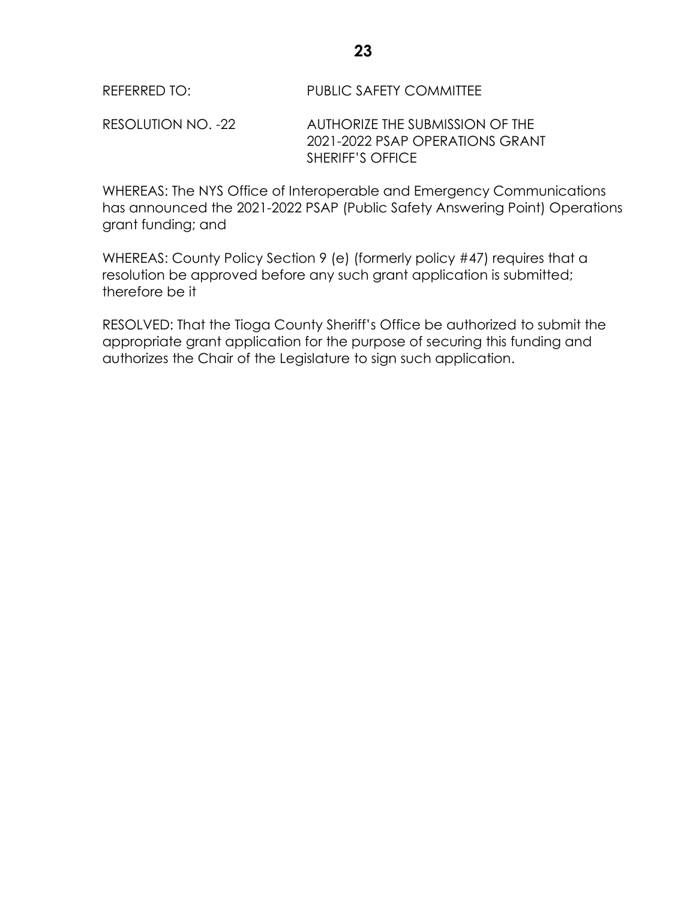REFERRED TO: PUBLIC SAFETY COMMITTEE

RESOLUTION NO. -22 AUTHORIZE THE SUBMISSION OF THE 2021-2022 PSAP OPERATIONS GRANT SHERIFF'S OFFICE

WHEREAS: The NYS Office of Interoperable and Emergency Communications has announced the 2021-2022 PSAP (Public Safety Answering Point) Operations grant funding; and

WHEREAS: County Policy Section 9 (e) (formerly policy #47) requires that a resolution be approved before any such grant application is submitted; therefore be it

RESOLVED: That the Tioga County Sheriff's Office be authorized to submit the appropriate grant application for the purpose of securing this funding and authorizes the Chair of the Legislature to sign such application.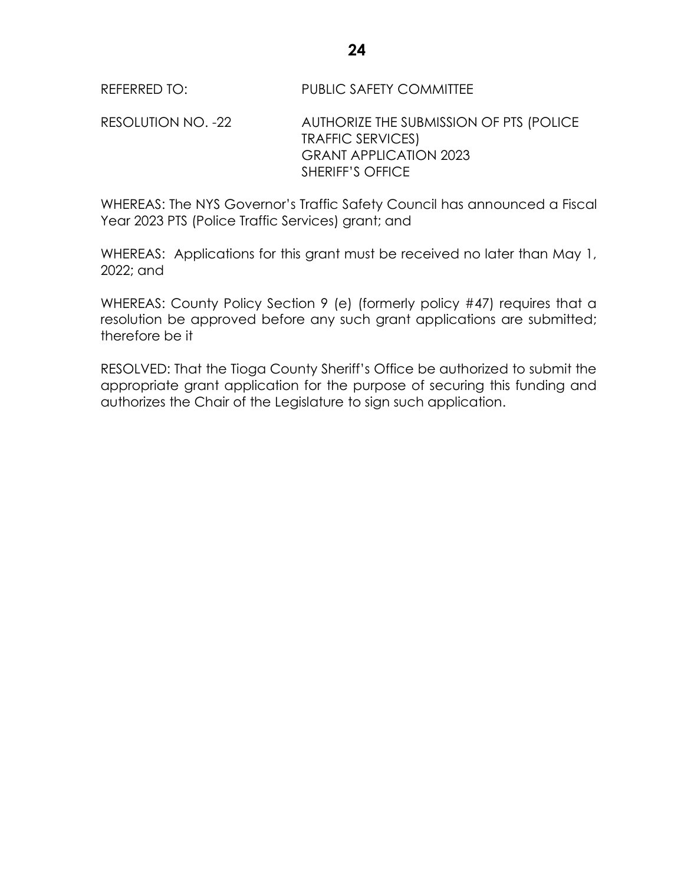REFERRED TO: PUBLIC SAFETY COMMITTEE

RESOLUTION NO. -22 AUTHORIZE THE SUBMISSION OF PTS (POLICE TRAFFIC SERVICES) GRANT APPLICATION 2023 SHERIFF'S OFFICE

WHEREAS: The NYS Governor's Traffic Safety Council has announced a Fiscal Year 2023 PTS (Police Traffic Services) grant; and

WHEREAS: Applications for this grant must be received no later than May 1, 2022; and

WHEREAS: County Policy Section 9 (e) (formerly policy #47) requires that a resolution be approved before any such grant applications are submitted; therefore be it

RESOLVED: That the Tioga County Sheriff's Office be authorized to submit the appropriate grant application for the purpose of securing this funding and authorizes the Chair of the Legislature to sign such application.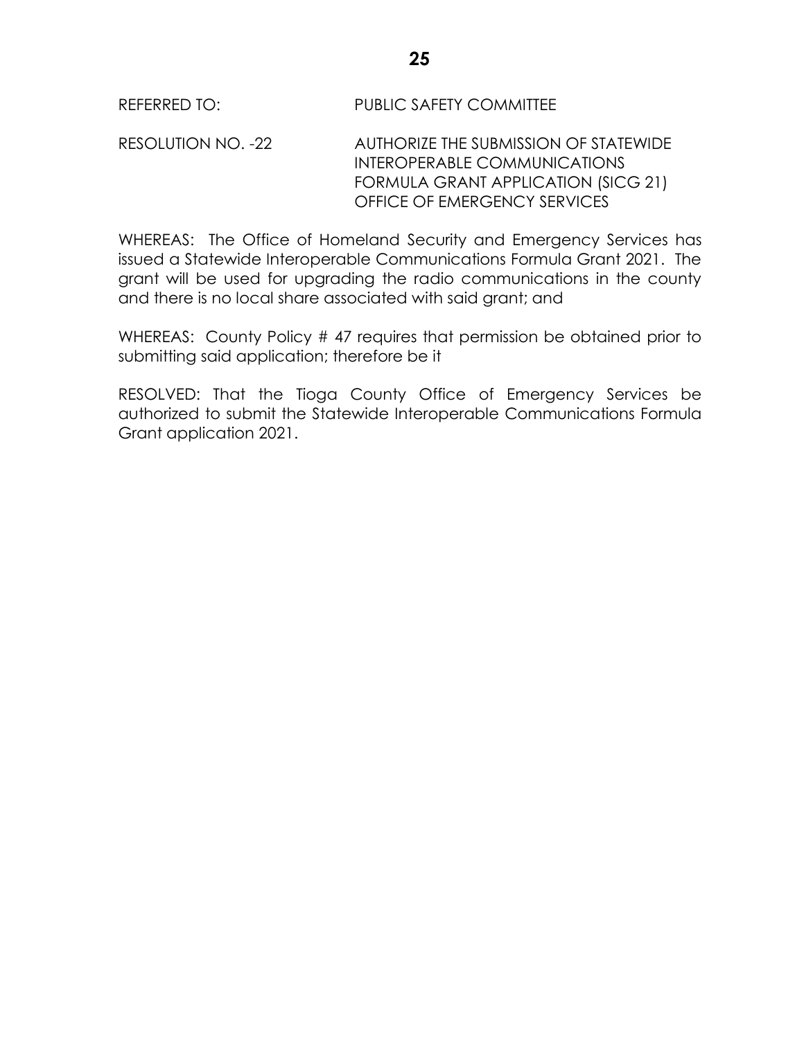REFERRED TO: PUBLIC SAFETY COMMITTEE

RESOLUTION NO. -22 AUTHORIZE THE SUBMISSION OF STATEWIDE INTEROPERABLE COMMUNICATIONS FORMULA GRANT APPLICATION (SICG 21) OFFICE OF EMERGENCY SERVICES

WHEREAS: The Office of Homeland Security and Emergency Services has issued a Statewide Interoperable Communications Formula Grant 2021. The grant will be used for upgrading the radio communications in the county and there is no local share associated with said grant; and

WHEREAS: County Policy # 47 requires that permission be obtained prior to submitting said application; therefore be it

RESOLVED: That the Tioga County Office of Emergency Services be authorized to submit the Statewide Interoperable Communications Formula Grant application 2021.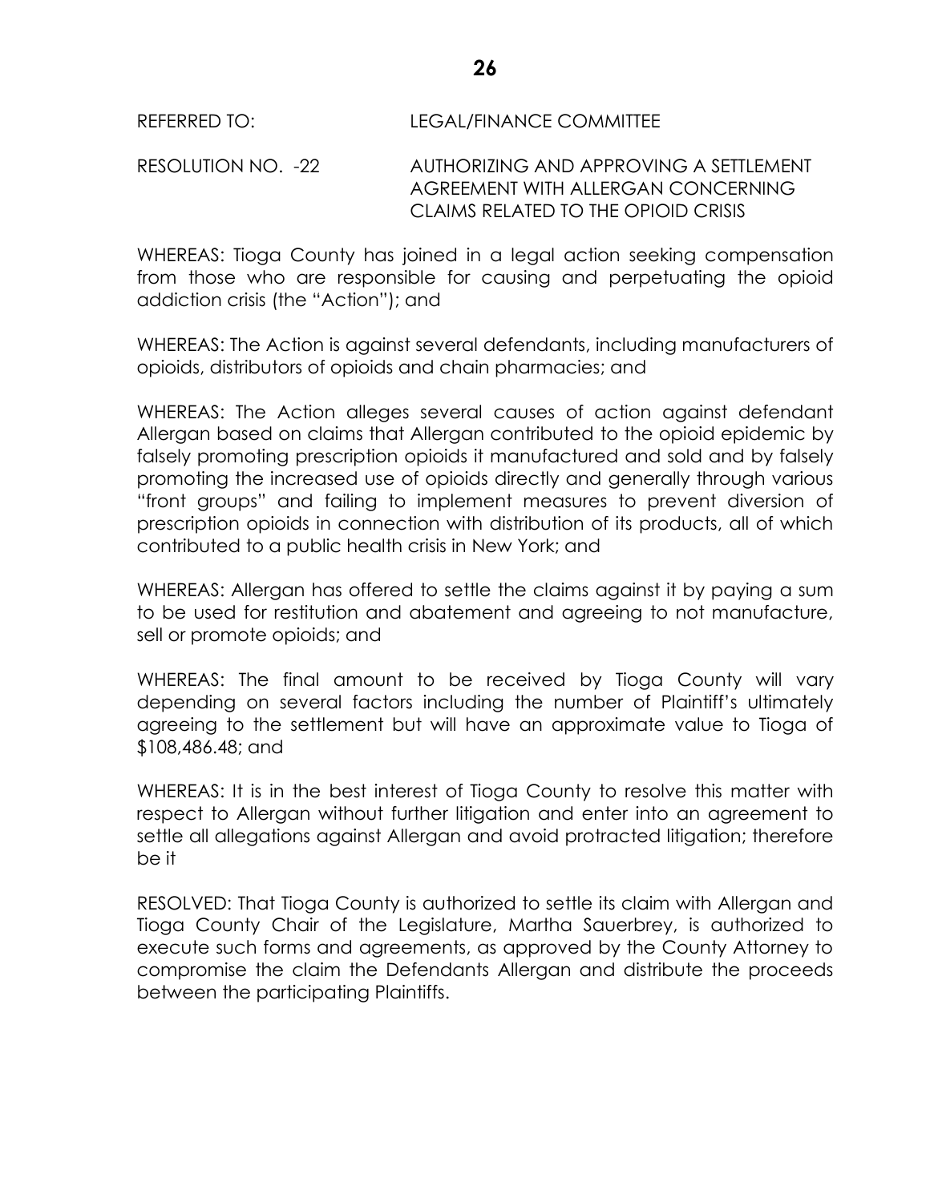REFERRED TO: LEGAL/FINANCE COMMITTEE

RESOLUTION NO. -22 AUTHORIZING AND APPROVING A SETTLEMENT AGREEMENT WITH ALLERGAN CONCERNING CLAIMS RELATED TO THE OPIOID CRISIS

WHEREAS: Tioga County has joined in a legal action seeking compensation from those who are responsible for causing and perpetuating the opioid addiction crisis (the "Action"); and

WHEREAS: The Action is against several defendants, including manufacturers of opioids, distributors of opioids and chain pharmacies; and

WHEREAS: The Action alleges several causes of action against defendant Allergan based on claims that Allergan contributed to the opioid epidemic by falsely promoting prescription opioids it manufactured and sold and by falsely promoting the increased use of opioids directly and generally through various "front groups" and failing to implement measures to prevent diversion of prescription opioids in connection with distribution of its products, all of which contributed to a public health crisis in New York; and

WHEREAS: Allergan has offered to settle the claims against it by paying a sum to be used for restitution and abatement and agreeing to not manufacture, sell or promote opioids; and

WHEREAS: The final amount to be received by Tioga County will vary depending on several factors including the number of Plaintiff's ultimately agreeing to the settlement but will have an approximate value to Tioga of $108,486.48; and

WHEREAS: It is in the best interest of Tioga County to resolve this matter with respect to Allergan without further litigation and enter into an agreement to settle all allegations against Allergan and avoid protracted litigation; therefore be it

RESOLVED: That Tioga County is authorized to settle its claim with Allergan and Tioga County Chair of the Legislature, Martha Sauerbrey, is authorized to execute such forms and agreements, as approved by the County Attorney to compromise the claim the Defendants Allergan and distribute the proceeds between the participating Plaintiffs.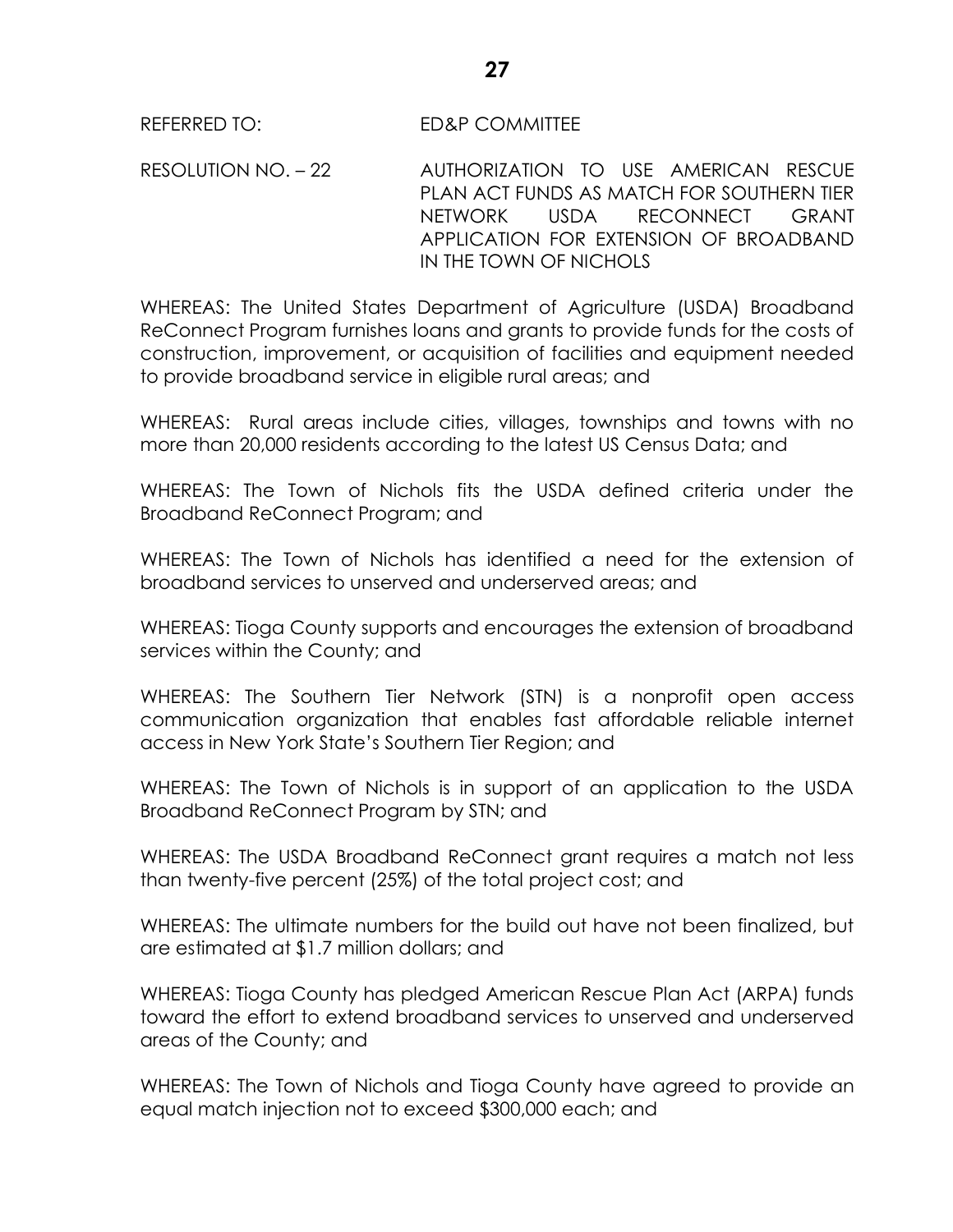REFERRED TO: ED&P COMMITTEE

RESOLUTION NO. – 22 AUTHORIZATION TO USE AMERICAN RESCUE PLAN ACT FUNDS AS MATCH FOR SOUTHERN TIER NETWORK USDA RECONNECT GRANT APPLICATION FOR EXTENSION OF BROADBAND IN THE TOWN OF NICHOLS

WHEREAS: The United States Department of Agriculture (USDA) Broadband ReConnect Program furnishes loans and grants to provide funds for the costs of construction, improvement, or acquisition of facilities and equipment needed to provide broadband service in eligible rural areas; and

WHEREAS: Rural areas include cities, villages, townships and towns with no more than 20,000 residents according to the latest US Census Data; and

WHEREAS: The Town of Nichols fits the USDA defined criteria under the Broadband ReConnect Program; and

WHEREAS: The Town of Nichols has identified a need for the extension of broadband services to unserved and underserved areas; and

WHEREAS: Tioga County supports and encourages the extension of broadband services within the County; and

WHEREAS: The Southern Tier Network (STN) is a nonprofit open access communication organization that enables fast affordable reliable internet access in New York State's Southern Tier Region; and

WHEREAS: The Town of Nichols is in support of an application to the USDA Broadband ReConnect Program by STN; and

WHEREAS: The USDA Broadband ReConnect grant requires a match not less than twenty-five percent (25%) of the total project cost; and

WHEREAS: The ultimate numbers for the build out have not been finalized, but are estimated at $1.7 million dollars; and

WHEREAS: Tioga County has pledged American Rescue Plan Act (ARPA) funds toward the effort to extend broadband services to unserved and underserved areas of the County; and

WHEREAS: The Town of Nichols and Tioga County have agreed to provide an equal match injection not to exceed $300,000 each; and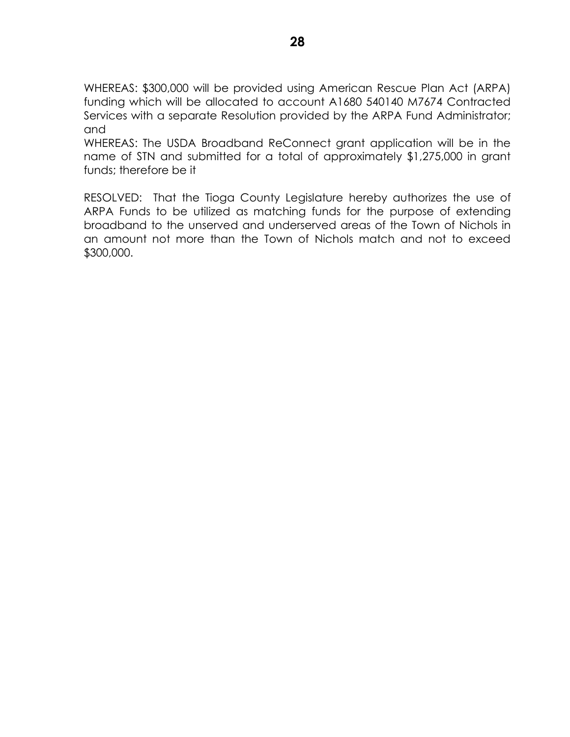WHEREAS: $300,000 will be provided using American Rescue Plan Act (ARPA) funding which will be allocated to account A1680 540140 M7674 Contracted Services with a separate Resolution provided by the ARPA Fund Administrator; and

WHEREAS: The USDA Broadband ReConnect grant application will be in the name of STN and submitted for a total of approximately $1,275,000 in grant funds; therefore be it

RESOLVED: That the Tioga County Legislature hereby authorizes the use of ARPA Funds to be utilized as matching funds for the purpose of extending broadband to the unserved and underserved areas of the Town of Nichols in an amount not more than the Town of Nichols match and not to exceed $300,000.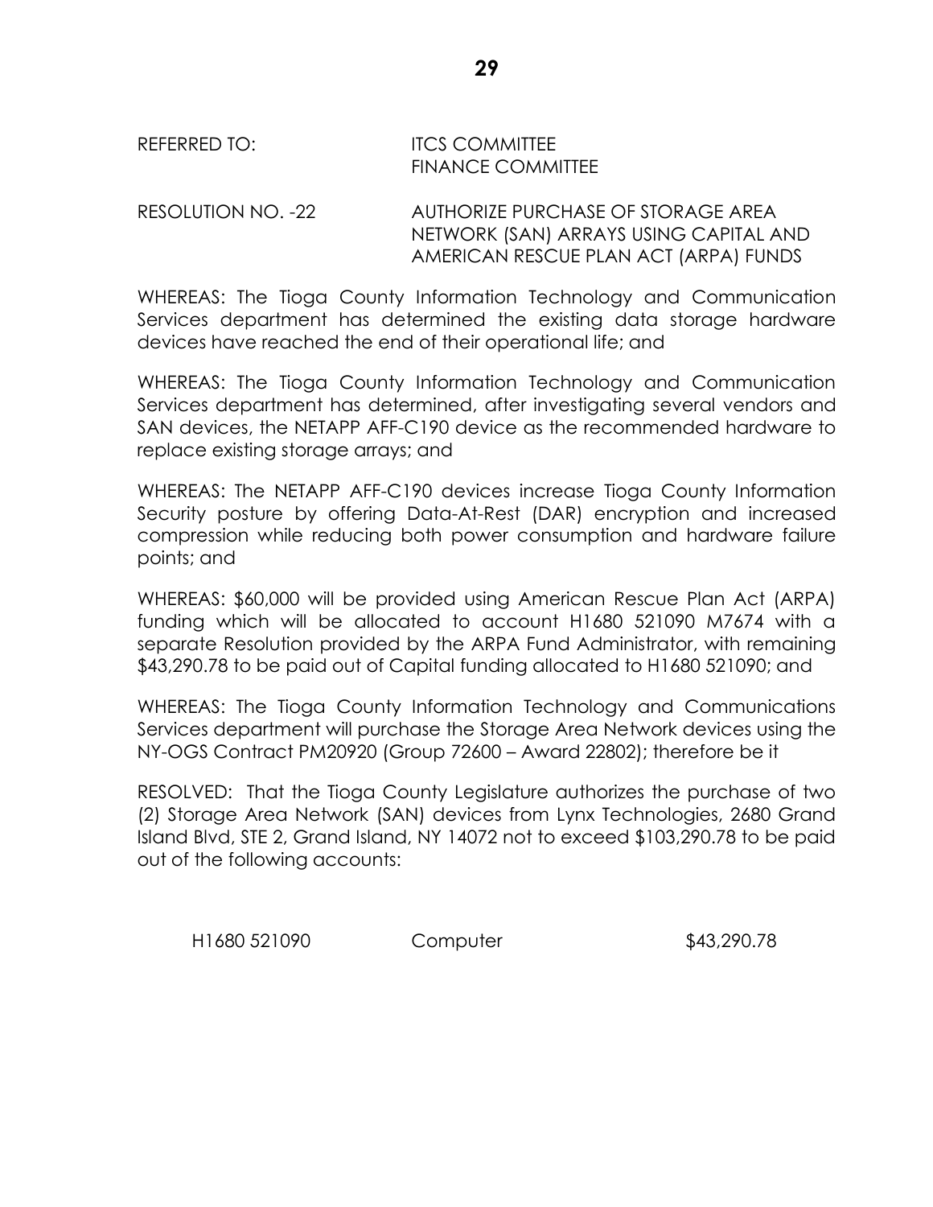REFERRED TO: ITCS COMMITTEE
FINANCE COMMITTEE

RESOLUTION NO. -22 AUTHORIZE PURCHASE OF STORAGE AREA NETWORK (SAN) ARRAYS USING CAPITAL AND AMERICAN RESCUE PLAN ACT (ARPA) FUNDS

WHEREAS: The Tioga County Information Technology and Communication Services department has determined the existing data storage hardware devices have reached the end of their operational life; and

WHEREAS: The Tioga County Information Technology and Communication Services department has determined, after investigating several vendors and SAN devices, the NETAPP AFF-C190 device as the recommended hardware to replace existing storage arrays; and

WHEREAS: The NETAPP AFF-C190 devices increase Tioga County Information Security posture by offering Data-At-Rest (DAR) encryption and increased compression while reducing both power consumption and hardware failure points; and

WHEREAS: $60,000 will be provided using American Rescue Plan Act (ARPA) funding which will be allocated to account H1680 521090 M7674 with a separate Resolution provided by the ARPA Fund Administrator, with remaining $43,290.78 to be paid out of Capital funding allocated to H1680 521090; and

WHEREAS: The Tioga County Information Technology and Communications Services department will purchase the Storage Area Network devices using the NY-OGS Contract PM20920 (Group 72600 – Award 22802); therefore be it

RESOLVED: That the Tioga County Legislature authorizes the purchase of two (2) Storage Area Network (SAN) devices from Lynx Technologies, 2680 Grand Island Blvd, STE 2, Grand Island, NY 14072 not to exceed $103,290.78 to be paid out of the following accounts:

| | | |
|---|---|---|
| H1680 521090 | Computer | $43,290.78 |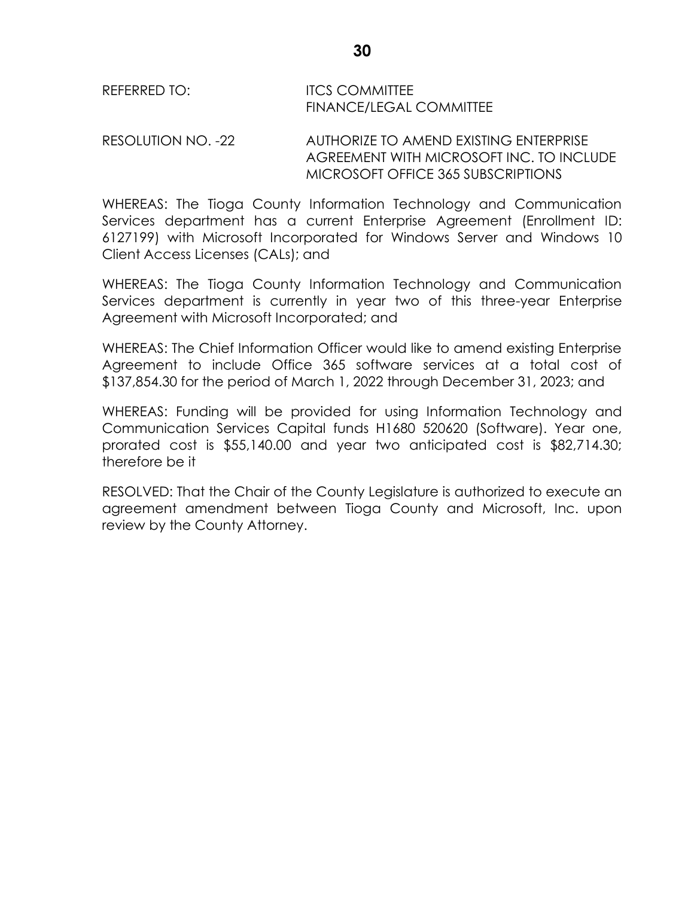REFERRED TO: ITCS COMMITTEE
FINANCE/LEGAL COMMITTEE

RESOLUTION NO. -22 AUTHORIZE TO AMEND EXISTING ENTERPRISE AGREEMENT WITH MICROSOFT INC. TO INCLUDE MICROSOFT OFFICE 365 SUBSCRIPTIONS

WHEREAS: The Tioga County Information Technology and Communication Services department has a current Enterprise Agreement (Enrollment ID: 6127199) with Microsoft Incorporated for Windows Server and Windows 10 Client Access Licenses (CALs); and

WHEREAS: The Tioga County Information Technology and Communication Services department is currently in year two of this three-year Enterprise Agreement with Microsoft Incorporated; and

WHEREAS: The Chief Information Officer would like to amend existing Enterprise Agreement to include Office 365 software services at a total cost of $137,854.30 for the period of March 1, 2022 through December 31, 2023; and

WHEREAS: Funding will be provided for using Information Technology and Communication Services Capital funds H1680 520620 (Software). Year one, prorated cost is $55,140.00 and year two anticipated cost is $82,714.30; therefore be it

RESOLVED: That the Chair of the County Legislature is authorized to execute an agreement amendment between Tioga County and Microsoft, Inc. upon review by the County Attorney.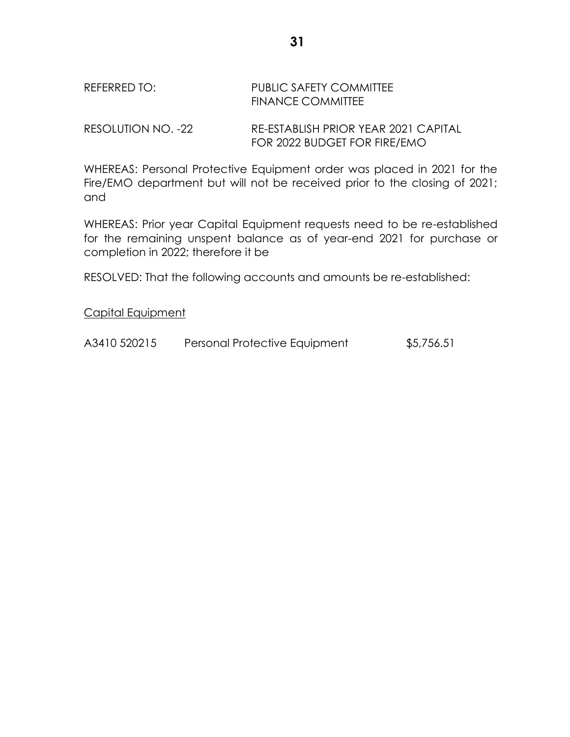REFERRED TO: PUBLIC SAFETY COMMITTEE
FINANCE COMMITTEE

RESOLUTION NO. -22 RE-ESTABLISH PRIOR YEAR 2021 CAPITAL FOR 2022 BUDGET FOR FIRE/EMO

WHEREAS: Personal Protective Equipment order was placed in 2021 for the Fire/EMO department but will not be received prior to the closing of 2021; and

WHEREAS: Prior year Capital Equipment requests need to be re-established for the remaining unspent balance as of year-end 2021 for purchase or completion in 2022; therefore it be

RESOLVED: That the following accounts and amounts be re-established:

<u>Capital Equipment</u>

| | | |
|---|---|---|
| A3410 520215 | Personal Protective Equipment | $5,756.51 |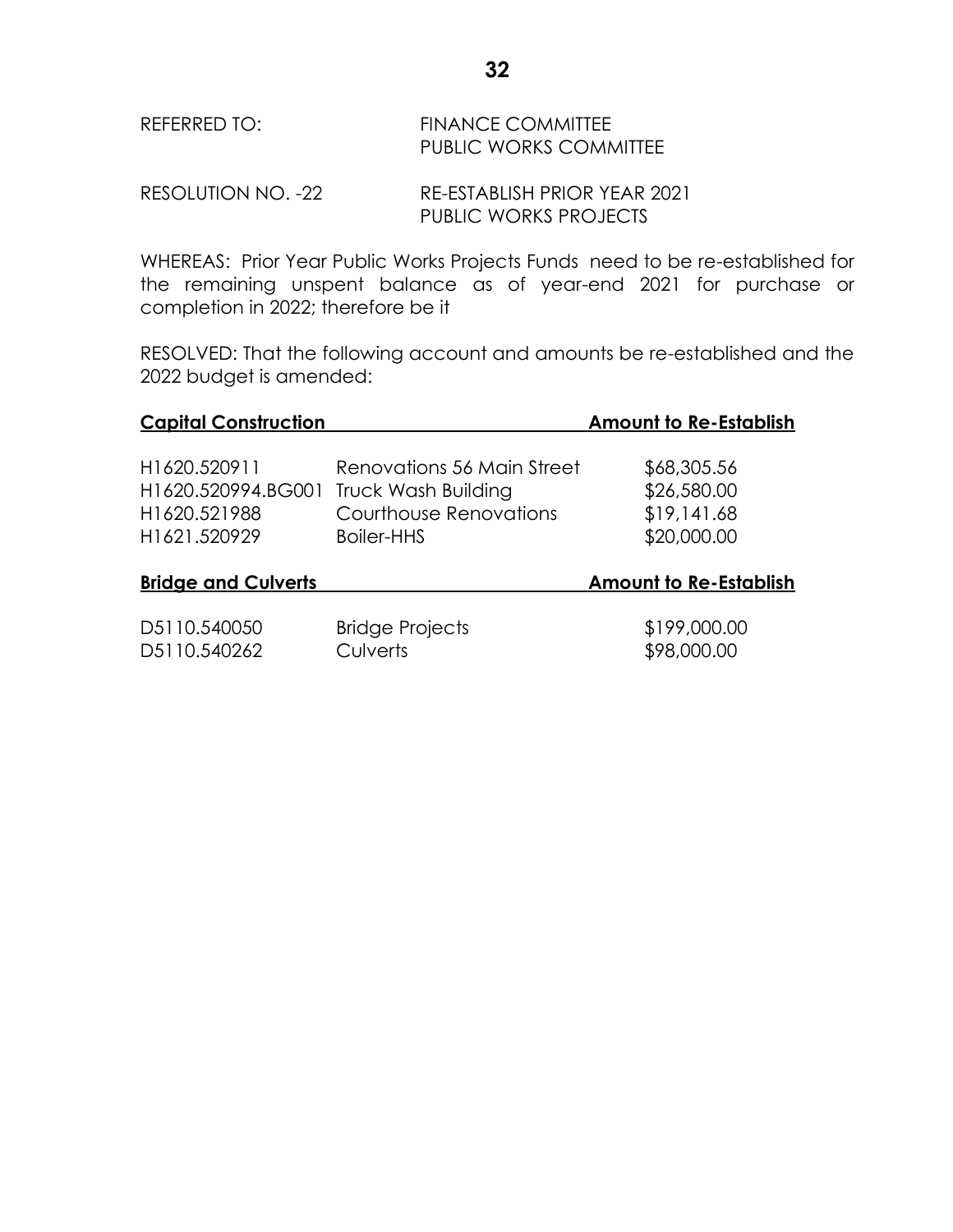REFERRED TO: FINANCE COMMITTEE
PUBLIC WORKS COMMITTEE

RESOLUTION NO. -22 RE-ESTABLISH PRIOR YEAR 2021 PUBLIC WORKS PROJECTS

WHEREAS: Prior Year Public Works Projects Funds need to be re-established for the remaining unspent balance as of year-end 2021 for purchase or completion in 2022; therefore be it

RESOLVED: That the following account and amounts be re-established and the 2022 budget is amended:

| **Capital Construction** | | **Amount to Re-Establish** |
|---|---|---|
| H1620.520911 | Renovations 56 Main Street | $68,305.56 |
| H1620.520994.BG001 | Truck Wash Building | $26,580.00 |
| H1620.521988 | Courthouse Renovations | $19,141.68 |
| H1621.520929 | Boiler-HHS | $20,000.00 |

| **Bridge and Culverts** | | **Amount to Re-Establish** |
|---|---|---|
| D5110.540050 | Bridge Projects | $199,000.00 |
| D5110.540262 | Culverts | $98,000.00 |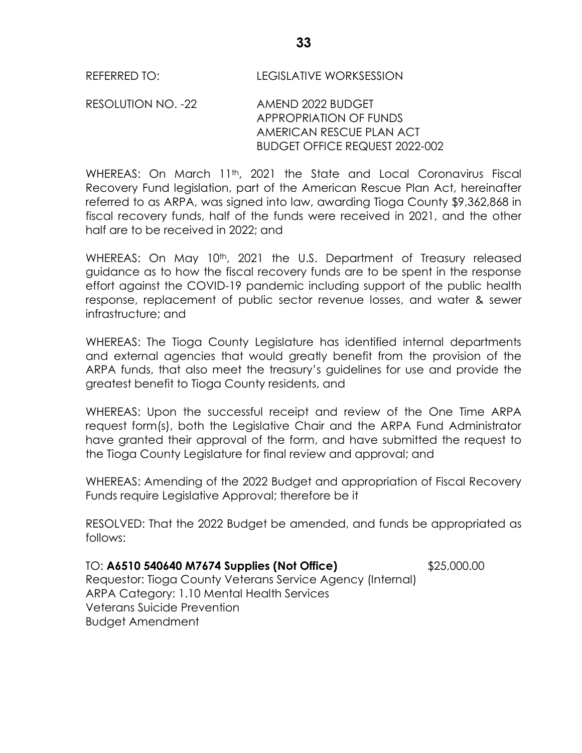REFERRED TO: LEGISLATIVE WORKSESSION

RESOLUTION NO. -22 AMEND 2022 BUDGET
APPROPRIATION OF FUNDS
AMERICAN RESCUE PLAN ACT
BUDGET OFFICE REQUEST 2022-002

WHEREAS: On March 11th, 2021 the State and Local Coronavirus Fiscal Recovery Fund legislation, part of the American Rescue Plan Act, hereinafter referred to as ARPA, was signed into law, awarding Tioga County $9,362,868 in fiscal recovery funds, half of the funds were received in 2021, and the other half are to be received in 2022; and

WHEREAS: On May 10th, 2021 the U.S. Department of Treasury released guidance as to how the fiscal recovery funds are to be spent in the response effort against the COVID-19 pandemic including support of the public health response, replacement of public sector revenue losses, and water & sewer infrastructure; and

WHEREAS: The Tioga County Legislature has identified internal departments and external agencies that would greatly benefit from the provision of the ARPA funds, that also meet the treasury's guidelines for use and provide the greatest benefit to Tioga County residents, and

WHEREAS: Upon the successful receipt and review of the One Time ARPA request form(s), both the Legislative Chair and the ARPA Fund Administrator have granted their approval of the form, and have submitted the request to the Tioga County Legislature for final review and approval; and

WHEREAS: Amending of the 2022 Budget and appropriation of Fiscal Recovery Funds require Legislative Approval; therefore be it

RESOLVED: That the 2022 Budget be amended, and funds be appropriated as follows:

TO: **A6510 540640 M7674 Supplies (Not Office)** $25,000.00
Requestor: Tioga County Veterans Service Agency (Internal)
ARPA Category: 1.10 Mental Health Services
Veterans Suicide Prevention
Budget Amendment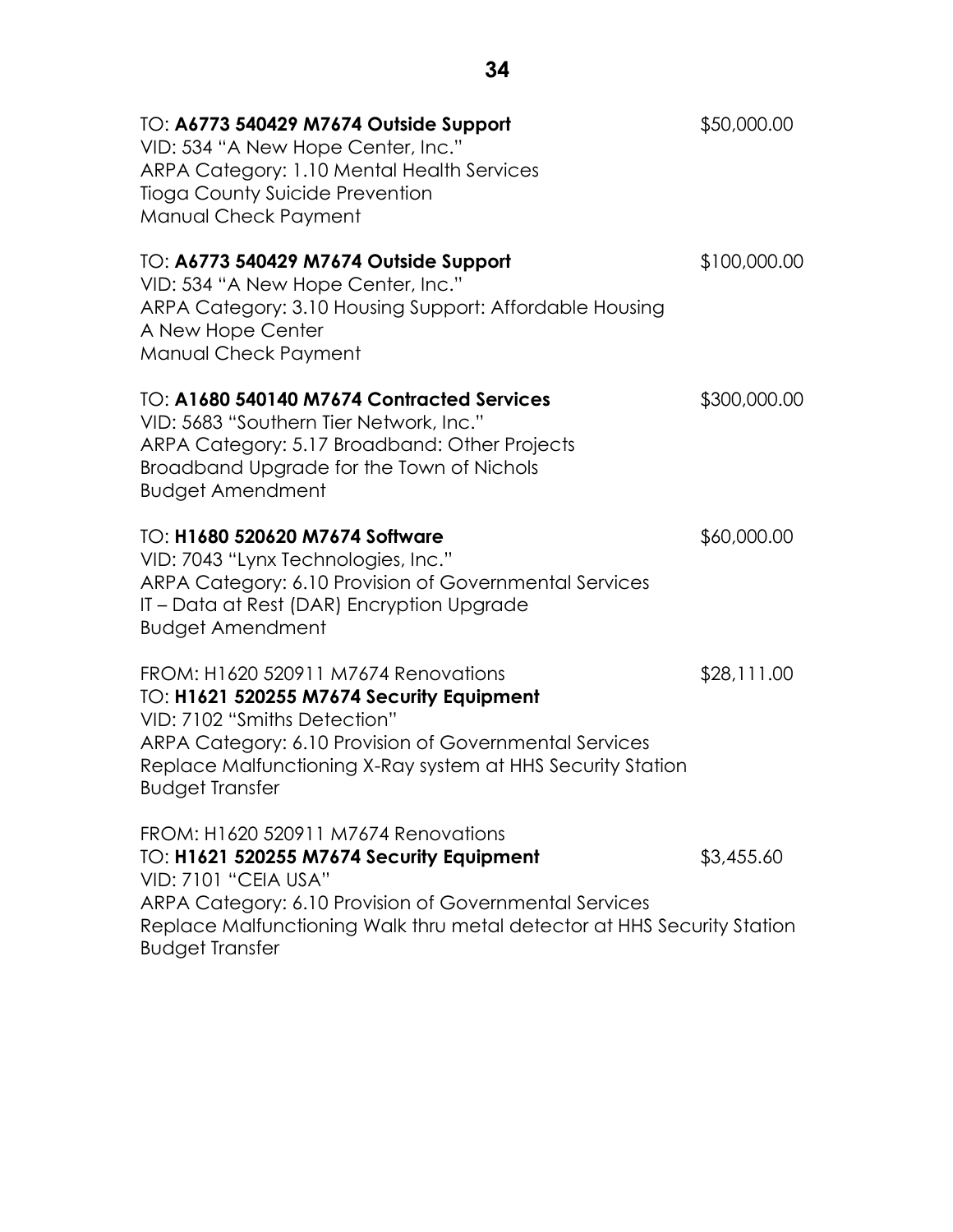TO: **A6773 540429 M7674 Outside Support** $50,000.00
VID: 534 "A New Hope Center, Inc."
ARPA Category: 1.10 Mental Health Services
Tioga County Suicide Prevention
Manual Check Payment

TO: **A6773 540429 M7674 Outside Support** $100,000.00
VID: 534 "A New Hope Center, Inc."
ARPA Category: 3.10 Housing Support: Affordable Housing
A New Hope Center
Manual Check Payment

TO: **A1680 540140 M7674 Contracted Services** $300,000.00
VID: 5683 "Southern Tier Network, Inc."
ARPA Category: 5.17 Broadband: Other Projects
Broadband Upgrade for the Town of Nichols
Budget Amendment

TO: **H1680 520620 M7674 Software** $60,000.00
VID: 7043 "Lynx Technologies, Inc."
ARPA Category: 6.10 Provision of Governmental Services
IT – Data at Rest (DAR) Encryption Upgrade
Budget Amendment

FROM: H1620 520911 M7674 Renovations $28,111.00
TO: **H1621 520255 M7674 Security Equipment**
VID: 7102 "Smiths Detection"
ARPA Category: 6.10 Provision of Governmental Services
Replace Malfunctioning X-Ray system at HHS Security Station
Budget Transfer

FROM: H1620 520911 M7674 Renovations
TO: **H1621 520255 M7674 Security Equipment** $3,455.60
VID: 7101 "CEIA USA"
ARPA Category: 6.10 Provision of Governmental Services
Replace Malfunctioning Walk thru metal detector at HHS Security Station
Budget Transfer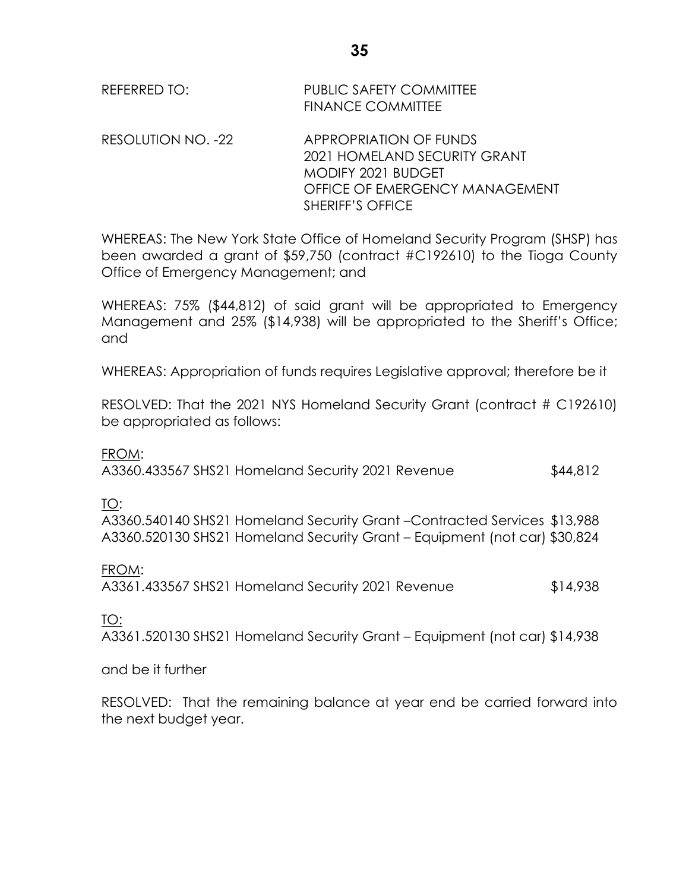REFERRED TO: PUBLIC SAFETY COMMITTEE
FINANCE COMMITTEE

RESOLUTION NO. -22 APPROPRIATION OF FUNDS
2021 HOMELAND SECURITY GRANT
MODIFY 2021 BUDGET
OFFICE OF EMERGENCY MANAGEMENT
SHERIFF'S OFFICE

WHEREAS: The New York State Office of Homeland Security Program (SHSP) has been awarded a grant of $59,750 (contract #C192610) to the Tioga County Office of Emergency Management; and

WHEREAS: 75% ($44,812) of said grant will be appropriated to Emergency Management and 25% ($14,938) will be appropriated to the Sheriff's Office; and

WHEREAS: Appropriation of funds requires Legislative approval; therefore be it

RESOLVED: That the 2021 NYS Homeland Security Grant (contract # C192610) be appropriated as follows:

<u>FROM</u>:
A3360.433567 SHS21 Homeland Security 2021 Revenue $44,812

<u>TO</u>:
A3360.540140 SHS21 Homeland Security Grant –Contracted Services $13,988
A3360.520130 SHS21 Homeland Security Grant – Equipment (not car) $30,824

<u>FROM</u>:
A3361.433567 SHS21 Homeland Security 2021 Revenue $14,938

<u>TO:</u>
A3361.520130 SHS21 Homeland Security Grant – Equipment (not car) $14,938

and be it further

RESOLVED: That the remaining balance at year end be carried forward into the next budget year.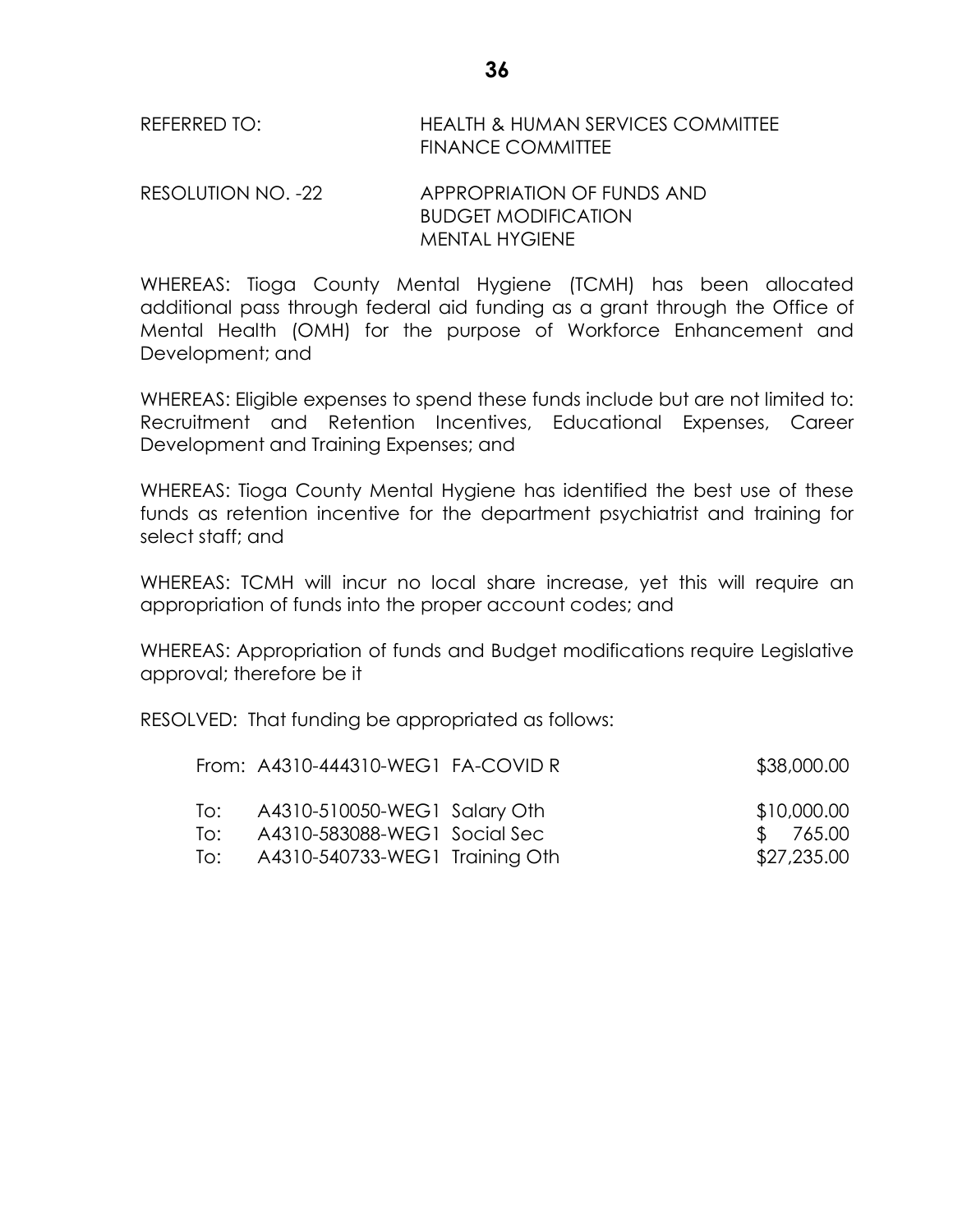REFERRED TO: HEALTH & HUMAN SERVICES COMMITTEE
FINANCE COMMITTEE

RESOLUTION NO. -22 APPROPRIATION OF FUNDS AND
BUDGET MODIFICATION
MENTAL HYGIENE

WHEREAS: Tioga County Mental Hygiene (TCMH) has been allocated additional pass through federal aid funding as a grant through the Office of Mental Health (OMH) for the purpose of Workforce Enhancement and Development; and

WHEREAS: Eligible expenses to spend these funds include but are not limited to: Recruitment and Retention Incentives, Educational Expenses, Career Development and Training Expenses; and

WHEREAS: Tioga County Mental Hygiene has identified the best use of these funds as retention incentive for the department psychiatrist and training for select staff; and

WHEREAS: TCMH will incur no local share increase, yet this will require an appropriation of funds into the proper account codes; and

WHEREAS: Appropriation of funds and Budget modifications require Legislative approval; therefore be it

RESOLVED: That funding be appropriated as follows:

| | | |
|---|---|---|
| From: | A4310-444310-WEG1 FA-COVID R | $38,000.00 |
| To: | A4310-510050-WEG1 Salary Oth | $10,000.00 |
| To: | A4310-583088-WEG1 Social Sec | $ 765.00 |
| To: | A4310-540733-WEG1 Training Oth | $27,235.00 |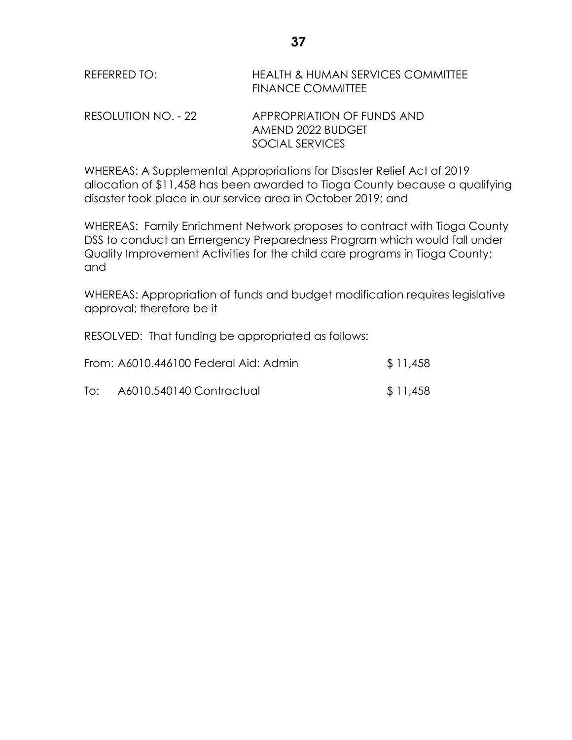REFERRED TO: HEALTH & HUMAN SERVICES COMMITTEE
FINANCE COMMITTEE

RESOLUTION NO. - 22 APPROPRIATION OF FUNDS AND
AMEND 2022 BUDGET
SOCIAL SERVICES

WHEREAS: A Supplemental Appropriations for Disaster Relief Act of 2019 allocation of $11,458 has been awarded to Tioga County because a qualifying disaster took place in our service area in October 2019; and

WHEREAS: Family Enrichment Network proposes to contract with Tioga County DSS to conduct an Emergency Preparedness Program which would fall under Quality Improvement Activities for the child care programs in Tioga County; and

WHEREAS: Appropriation of funds and budget modification requires legislative approval; therefore be it

RESOLVED: That funding be appropriated as follows:

| | | |
|---|---|---|
| From: | A6010.446100 Federal Aid: Admin | $ 11,458 |
| To: | A6010.540140 Contractual | $ 11,458 |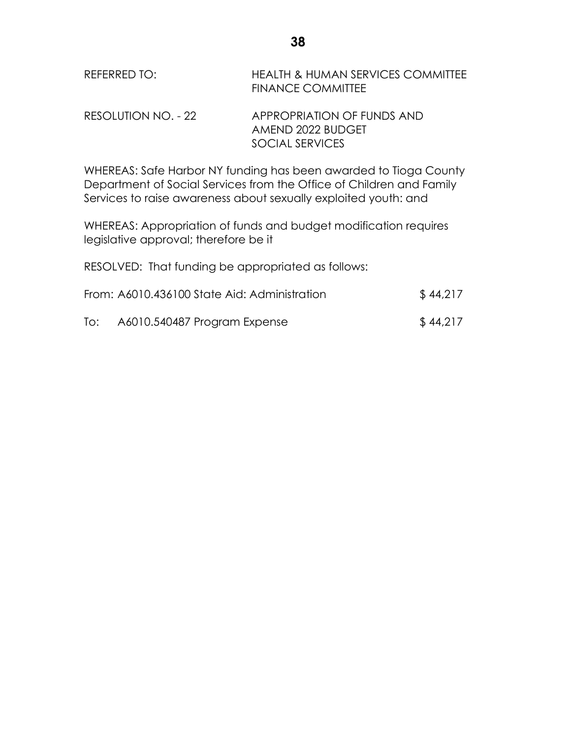REFERRED TO: HEALTH & HUMAN SERVICES COMMITTEE
FINANCE COMMITTEE

RESOLUTION NO. - 22 APPROPRIATION OF FUNDS AND AMEND 2022 BUDGET SOCIAL SERVICES

WHEREAS: Safe Harbor NY funding has been awarded to Tioga County Department of Social Services from the Office of Children and Family Services to raise awareness about sexually exploited youth: and

WHEREAS: Appropriation of funds and budget modification requires legislative approval; therefore be it

RESOLVED: That funding be appropriated as follows:

| | | |
|---|---|---|
| From: | A6010.436100 State Aid: Administration | $ 44,217 |
| To: | A6010.540487 Program Expense | $ 44,217 |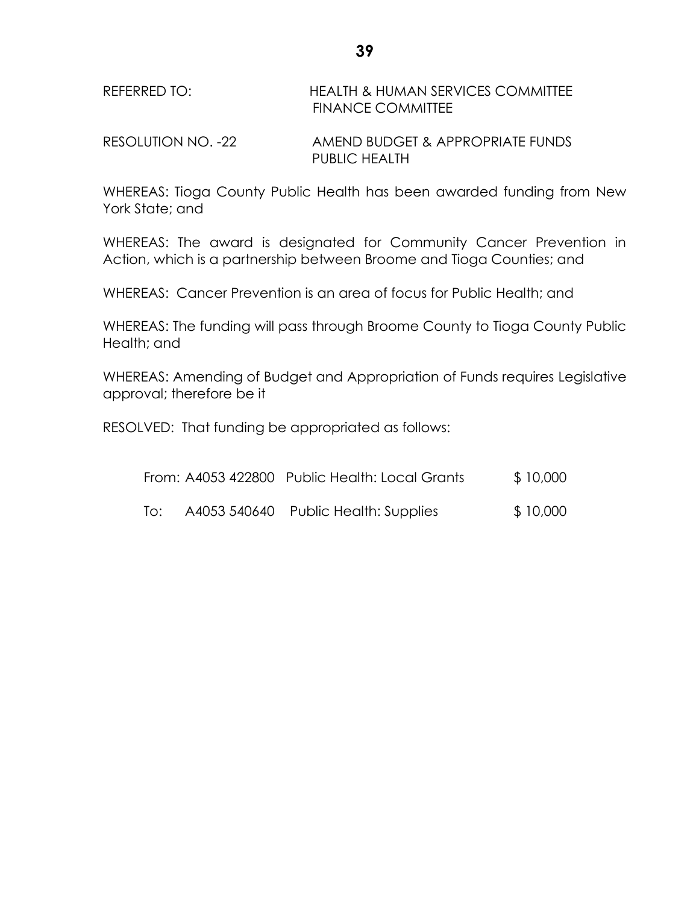REFERRED TO: HEALTH & HUMAN SERVICES COMMITTEE
FINANCE COMMITTEE

RESOLUTION NO. -22 AMEND BUDGET & APPROPRIATE FUNDS
PUBLIC HEALTH

WHEREAS: Tioga County Public Health has been awarded funding from New York State; and

WHEREAS: The award is designated for Community Cancer Prevention in Action, which is a partnership between Broome and Tioga Counties; and

WHEREAS: Cancer Prevention is an area of focus for Public Health; and

WHEREAS: The funding will pass through Broome County to Tioga County Public Health; and

WHEREAS: Amending of Budget and Appropriation of Funds requires Legislative approval; therefore be it

RESOLVED: That funding be appropriated as follows:

| | | | |
|---|---|---|---|
| From: | A4053 422800 | Public Health: Local Grants | $ 10,000 |
| To: | A4053 540640 | Public Health: Supplies | $ 10,000 |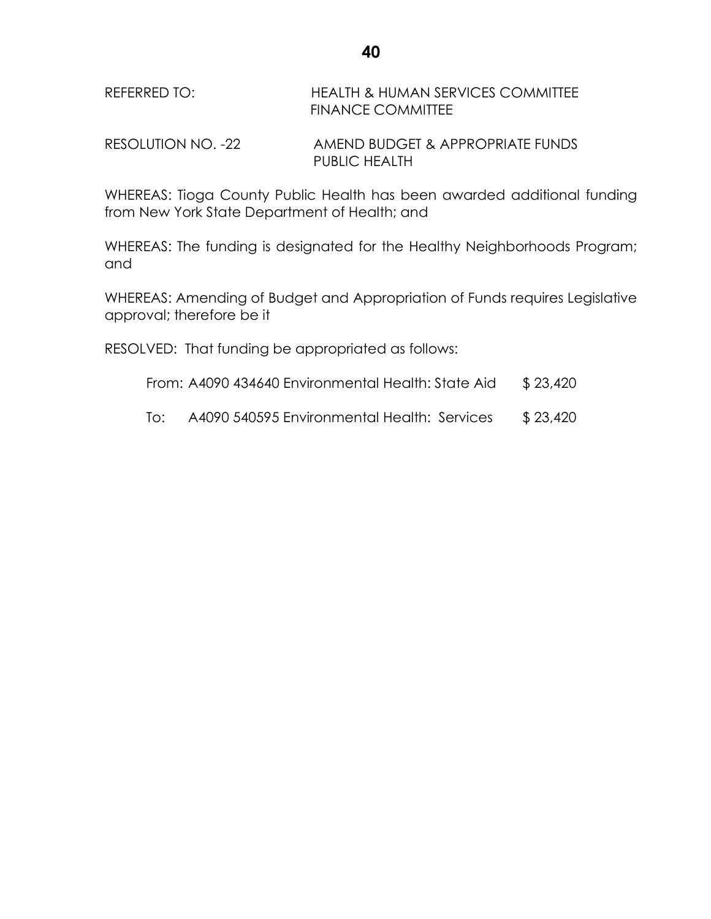REFERRED TO: HEALTH & HUMAN SERVICES COMMITTEE
FINANCE COMMITTEE

RESOLUTION NO. -22 AMEND BUDGET & APPROPRIATE FUNDS
PUBLIC HEALTH

WHEREAS: Tioga County Public Health has been awarded additional funding from New York State Department of Health; and

WHEREAS: The funding is designated for the Healthy Neighborhoods Program; and

WHEREAS: Amending of Budget and Appropriation of Funds requires Legislative approval; therefore be it

RESOLVED: That funding be appropriated as follows:

| | | |
|---|---|---|
| From: | A4090 434640 Environmental Health: State Aid | $ 23,420 |
| To: | A4090 540595 Environmental Health: Services | $ 23,420 |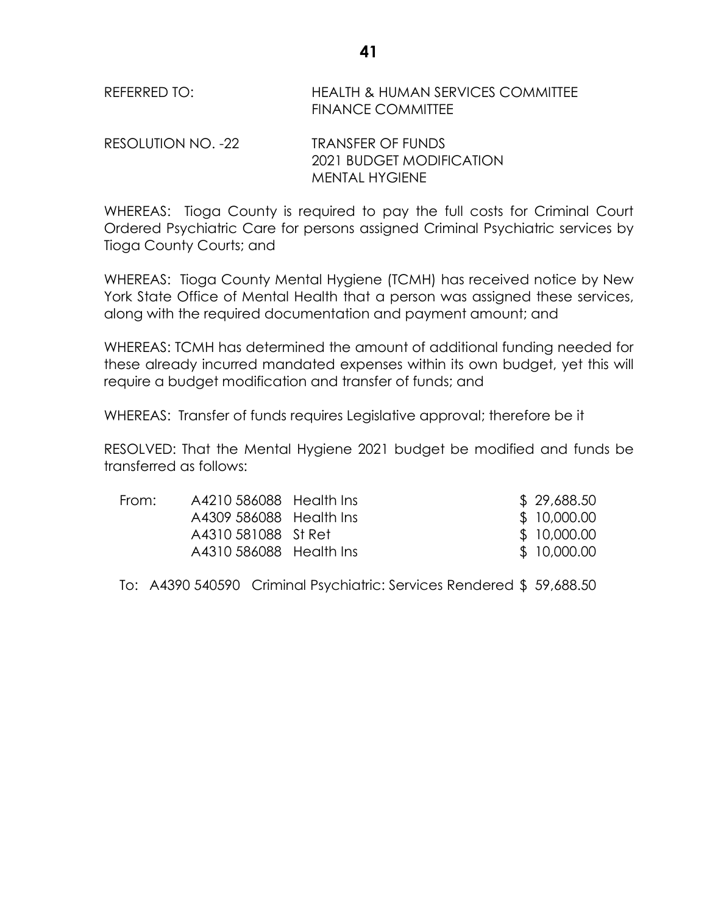REFERRED TO: HEALTH & HUMAN SERVICES COMMITTEE
FINANCE COMMITTEE

RESOLUTION NO. -22 TRANSFER OF FUNDS
2021 BUDGET MODIFICATION
MENTAL HYGIENE

WHEREAS: Tioga County is required to pay the full costs for Criminal Court Ordered Psychiatric Care for persons assigned Criminal Psychiatric services by Tioga County Courts; and

WHEREAS: Tioga County Mental Hygiene (TCMH) has received notice by New York State Office of Mental Health that a person was assigned these services, along with the required documentation and payment amount; and

WHEREAS: TCMH has determined the amount of additional funding needed for these already incurred mandated expenses within its own budget, yet this will require a budget modification and transfer of funds; and

WHEREAS: Transfer of funds requires Legislative approval; therefore be it

RESOLVED: That the Mental Hygiene 2021 budget be modified and funds be transferred as follows:

| | | | |
|---|---|---|---|
| From: | A4210 586088 | Health Ins | $ 29,688.50 |
| | A4309 586088 | Health Ins | $ 10,000.00 |
| | A4310 581088 | St Ret | $ 10,000.00 |
| | A4310 586088 | Health Ins | $ 10,000.00 |

To: A4390 540590 Criminal Psychiatric: Services Rendered $ 59,688.50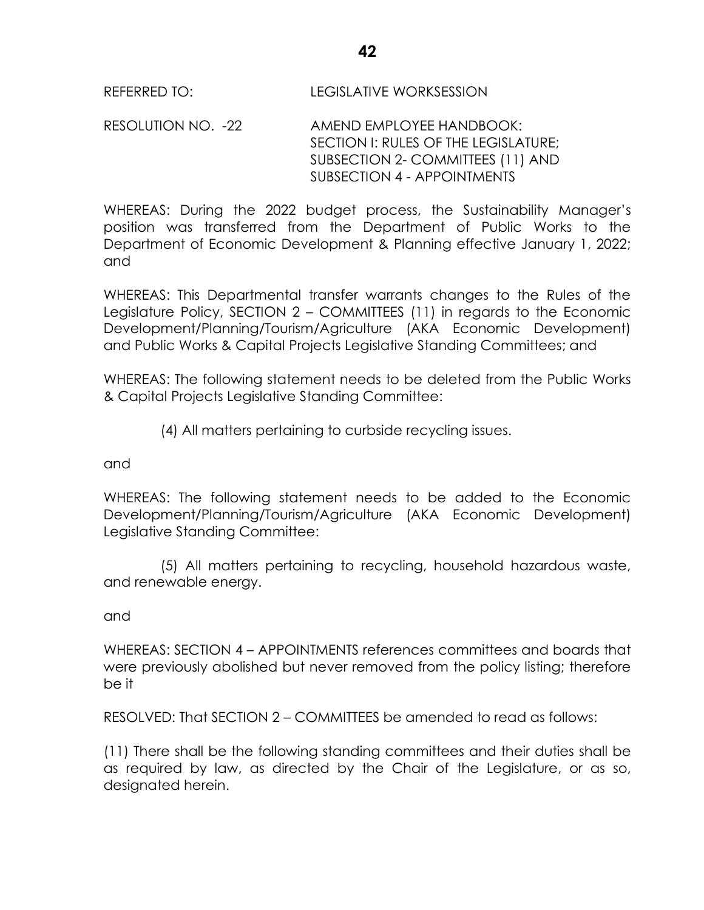REFERRED TO: LEGISLATIVE WORKSESSION

RESOLUTION NO. -22 AMEND EMPLOYEE HANDBOOK: SECTION I: RULES OF THE LEGISLATURE; SUBSECTION 2- COMMITTEES (11) AND SUBSECTION 4 - APPOINTMENTS

WHEREAS: During the 2022 budget process, the Sustainability Manager's position was transferred from the Department of Public Works to the Department of Economic Development & Planning effective January 1, 2022; and

WHEREAS: This Departmental transfer warrants changes to the Rules of the Legislature Policy, SECTION 2 – COMMITTEES (11) in regards to the Economic Development/Planning/Tourism/Agriculture (AKA Economic Development) and Public Works & Capital Projects Legislative Standing Committees; and

WHEREAS: The following statement needs to be deleted from the Public Works & Capital Projects Legislative Standing Committee:

(4) All matters pertaining to curbside recycling issues.

and

WHEREAS: The following statement needs to be added to the Economic Development/Planning/Tourism/Agriculture (AKA Economic Development) Legislative Standing Committee:

(5) All matters pertaining to recycling, household hazardous waste, and renewable energy.

and

WHEREAS: SECTION 4 – APPOINTMENTS references committees and boards that were previously abolished but never removed from the policy listing; therefore be it

RESOLVED: That SECTION 2 – COMMITTEES be amended to read as follows:

(11) There shall be the following standing committees and their duties shall be as required by law, as directed by the Chair of the Legislature, or as so, designated herein.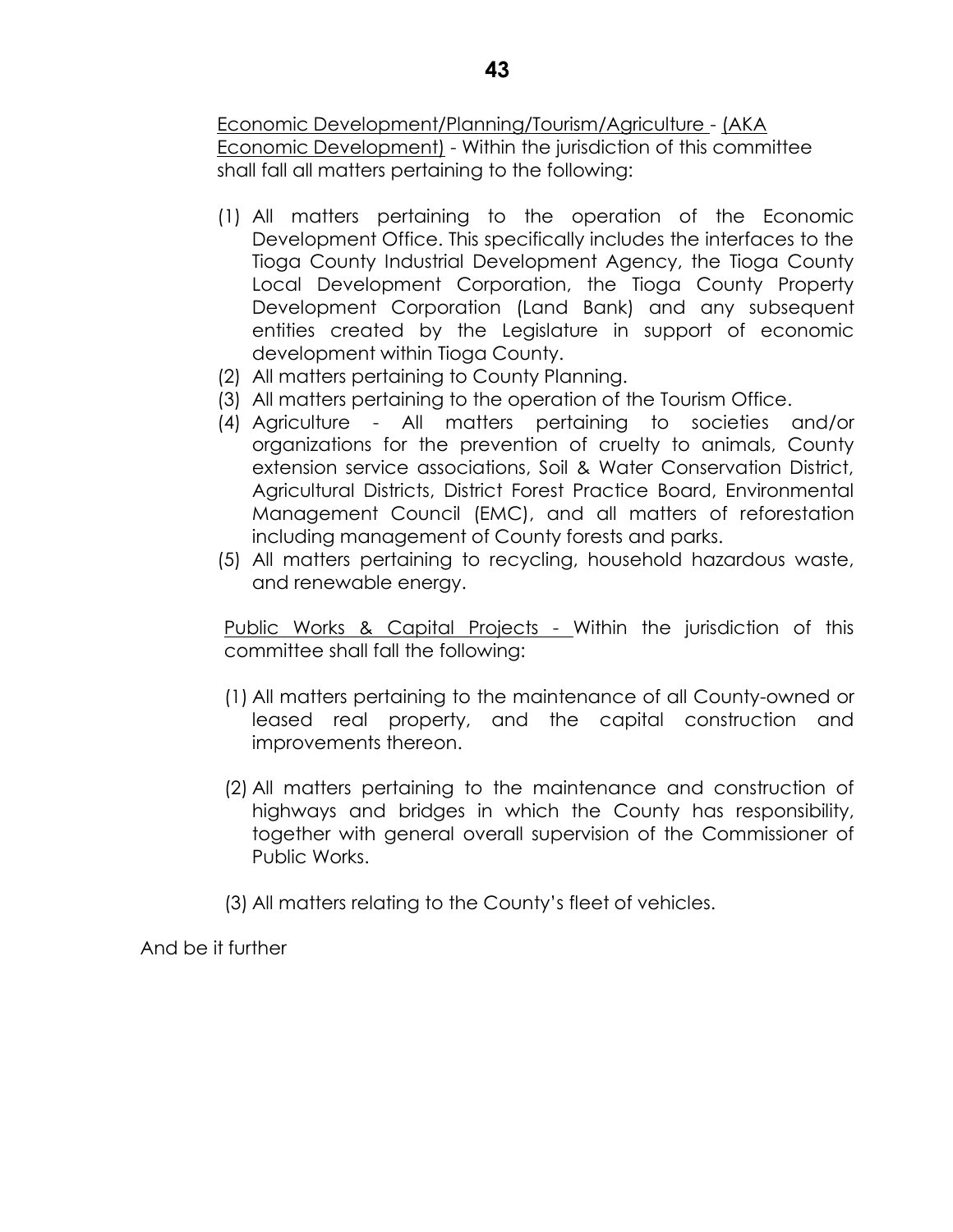<u>Economic Development/Planning/Tourism/Agriculture</u> - <u>(AKA Economic Development)</u> - Within the jurisdiction of this committee shall fall all matters pertaining to the following:

(1) All matters pertaining to the operation of the Economic Development Office. This specifically includes the interfaces to the Tioga County Industrial Development Agency, the Tioga County Local Development Corporation, the Tioga County Property Development Corporation (Land Bank) and any subsequent entities created by the Legislature in support of economic development within Tioga County.
(2) All matters pertaining to County Planning.
(3) All matters pertaining to the operation of the Tourism Office.
(4) Agriculture - All matters pertaining to societies and/or organizations for the prevention of cruelty to animals, County extension service associations, Soil & Water Conservation District, Agricultural Districts, District Forest Practice Board, Environmental Management Council (EMC), and all matters of reforestation including management of County forests and parks.
(5) All matters pertaining to recycling, household hazardous waste, and renewable energy.

<u>Public Works & Capital Projects -</u> Within the jurisdiction of this committee shall fall the following:

(1) All matters pertaining to the maintenance of all County-owned or leased real property, and the capital construction and improvements thereon.

(2) All matters pertaining to the maintenance and construction of highways and bridges in which the County has responsibility, together with general overall supervision of the Commissioner of Public Works.

(3) All matters relating to the County's fleet of vehicles.

And be it further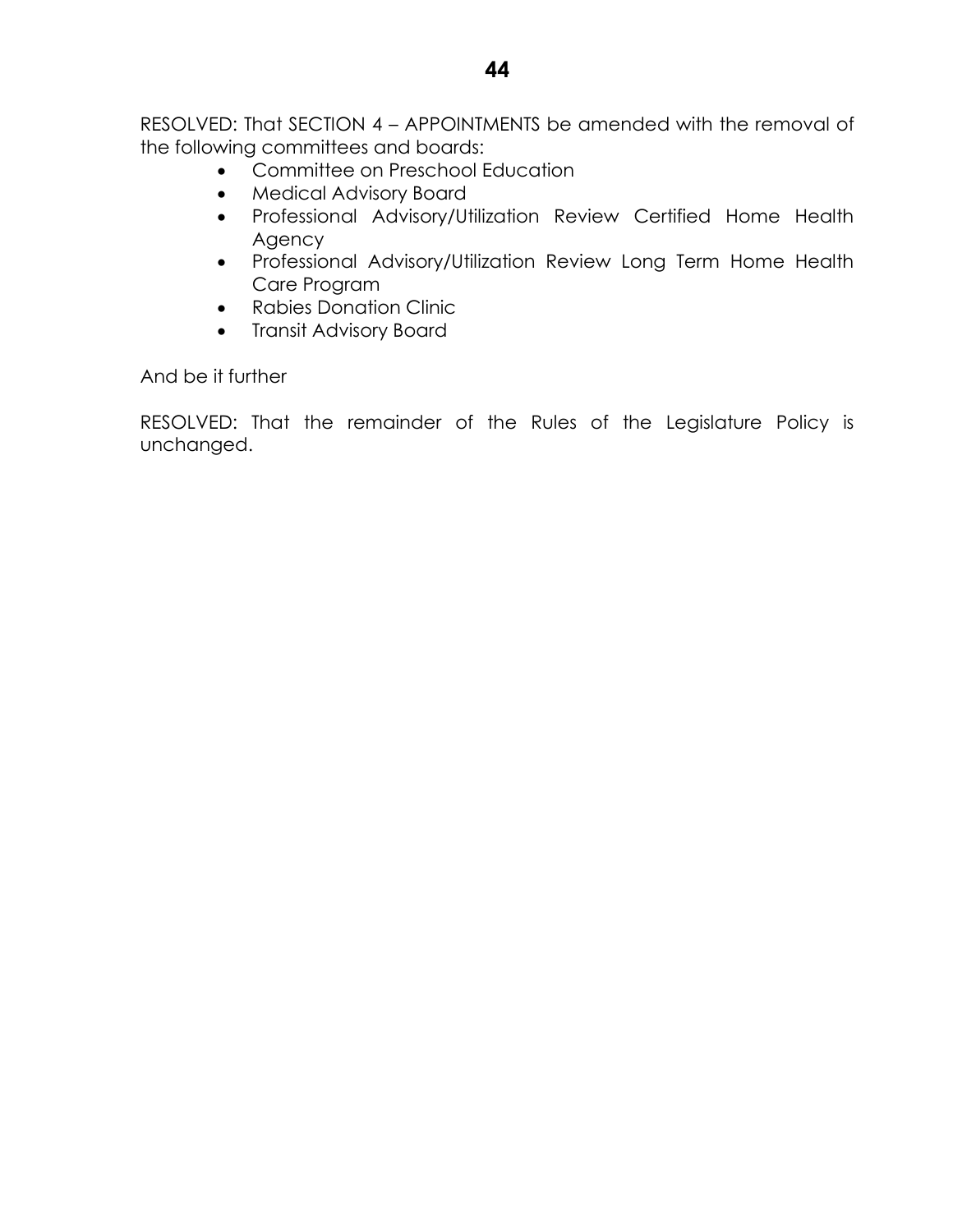RESOLVED: That SECTION 4 – APPOINTMENTS be amended with the removal of the following committees and boards:

- Committee on Preschool Education
- Medical Advisory Board
- Professional Advisory/Utilization Review Certified Home Health Agency
- Professional Advisory/Utilization Review Long Term Home Health Care Program
- Rabies Donation Clinic
- Transit Advisory Board

And be it further

RESOLVED: That the remainder of the Rules of the Legislature Policy is unchanged.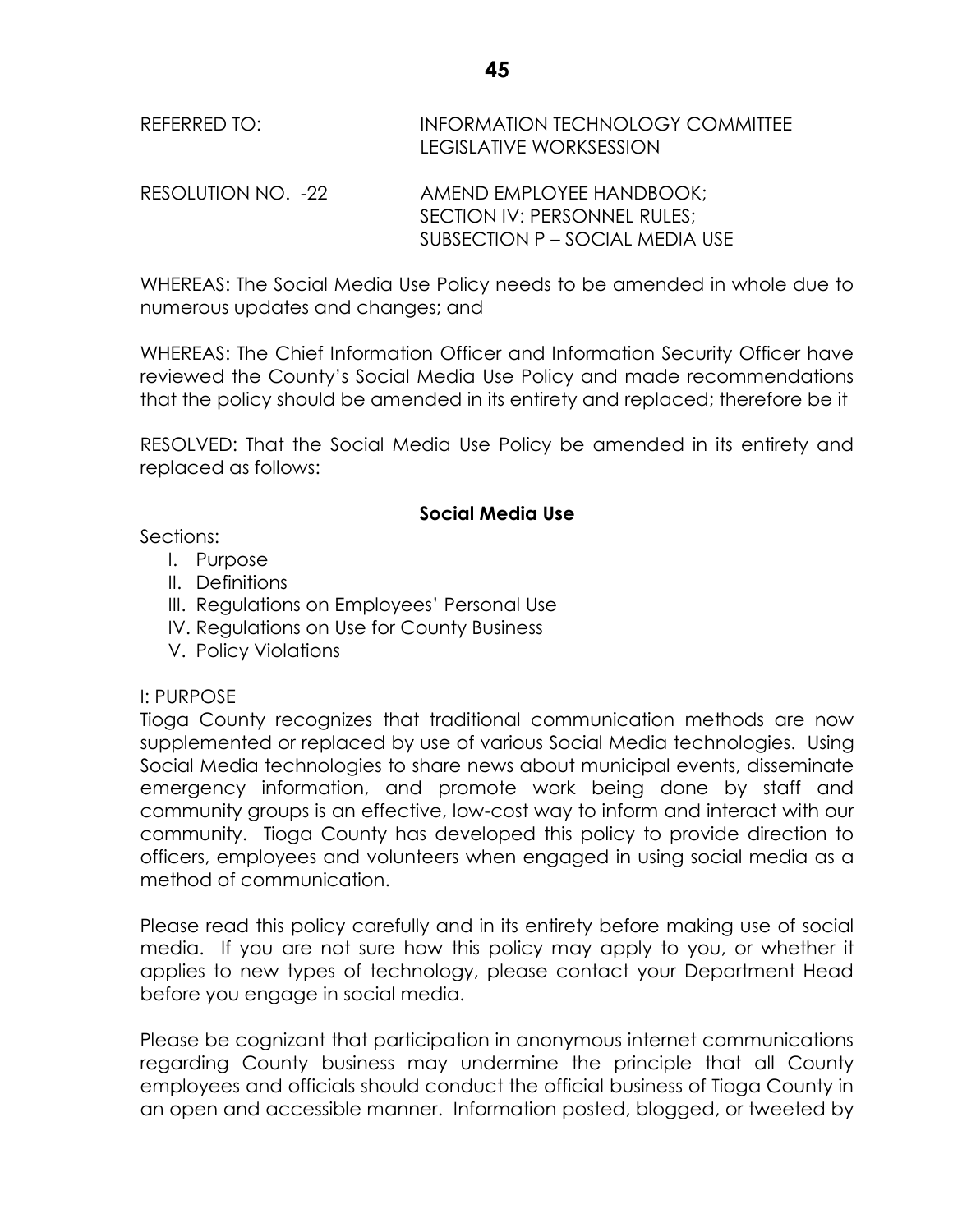REFERRED TO: INFORMATION TECHNOLOGY COMMITTEE
LEGISLATIVE WORKSESSION

RESOLUTION NO. -22 AMEND EMPLOYEE HANDBOOK;
SECTION IV: PERSONNEL RULES;
SUBSECTION P – SOCIAL MEDIA USE

WHEREAS: The Social Media Use Policy needs to be amended in whole due to numerous updates and changes; and

WHEREAS: The Chief Information Officer and Information Security Officer have reviewed the County's Social Media Use Policy and made recommendations that the policy should be amended in its entirety and replaced; therefore be it

RESOLVED: That the Social Media Use Policy be amended in its entirety and replaced as follows:

**Social Media Use**

Sections:

I. Purpose
II. Definitions
III. Regulations on Employees' Personal Use
IV. Regulations on Use for County Business
V. Policy Violations

I: PURPOSE

Tioga County recognizes that traditional communication methods are now supplemented or replaced by use of various Social Media technologies. Using Social Media technologies to share news about municipal events, disseminate emergency information, and promote work being done by staff and community groups is an effective, low-cost way to inform and interact with our community. Tioga County has developed this policy to provide direction to officers, employees and volunteers when engaged in using social media as a method of communication.

Please read this policy carefully and in its entirety before making use of social media. If you are not sure how this policy may apply to you, or whether it applies to new types of technology, please contact your Department Head before you engage in social media.

Please be cognizant that participation in anonymous internet communications regarding County business may undermine the principle that all County employees and officials should conduct the official business of Tioga County in an open and accessible manner. Information posted, blogged, or tweeted by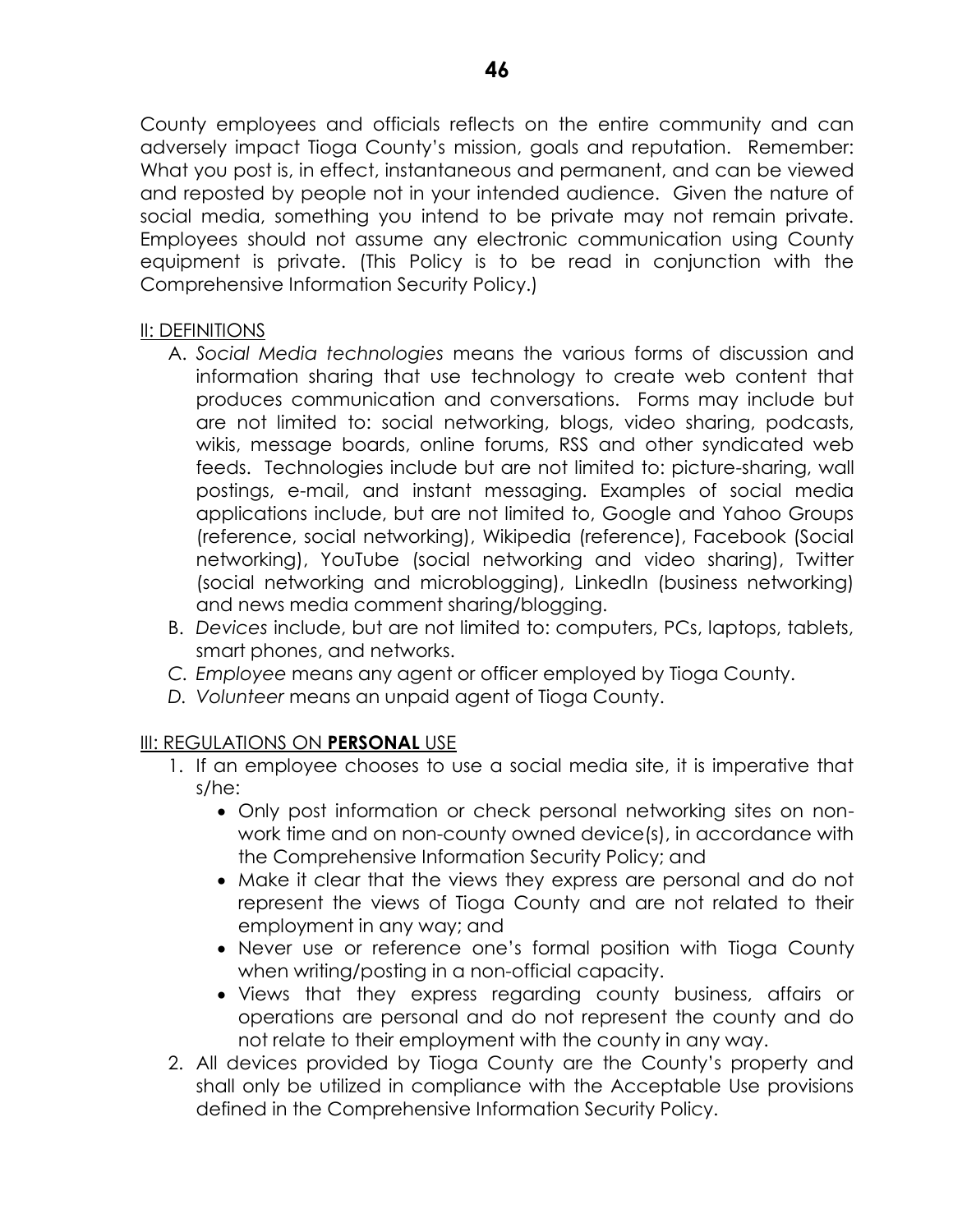County employees and officials reflects on the entire community and can adversely impact Tioga County's mission, goals and reputation. Remember: What you post is, in effect, instantaneous and permanent, and can be viewed and reposted by people not in your intended audience. Given the nature of social media, something you intend to be private may not remain private. Employees should not assume any electronic communication using County equipment is private. (This Policy is to be read in conjunction with the Comprehensive Information Security Policy.)

II: DEFINITIONS

A. *Social Media technologies* means the various forms of discussion and information sharing that use technology to create web content that produces communication and conversations. Forms may include but are not limited to: social networking, blogs, video sharing, podcasts, wikis, message boards, online forums, RSS and other syndicated web feeds. Technologies include but are not limited to: picture-sharing, wall postings, e-mail, and instant messaging. Examples of social media applications include, but are not limited to, Google and Yahoo Groups (reference, social networking), Wikipedia (reference), Facebook (Social networking), YouTube (social networking and video sharing), Twitter (social networking and microblogging), LinkedIn (business networking) and news media comment sharing/blogging.
B. *Devices* include, but are not limited to: computers, PCs, laptops, tablets, smart phones, and networks.
C. *Employee* means any agent or officer employed by Tioga County.
D. *Volunteer* means an unpaid agent of Tioga County.

III: REGULATIONS ON **PERSONAL** USE

1. If an employee chooses to use a social media site, it is imperative that s/he:
   - Only post information or check personal networking sites on non-work time and on non-county owned device(s), in accordance with the Comprehensive Information Security Policy; and
   - Make it clear that the views they express are personal and do not represent the views of Tioga County and are not related to their employment in any way; and
   - Never use or reference one's formal position with Tioga County when writing/posting in a non-official capacity.
   - Views that they express regarding county business, affairs or operations are personal and do not represent the county and do not relate to their employment with the county in any way.
2. All devices provided by Tioga County are the County's property and shall only be utilized in compliance with the Acceptable Use provisions defined in the Comprehensive Information Security Policy.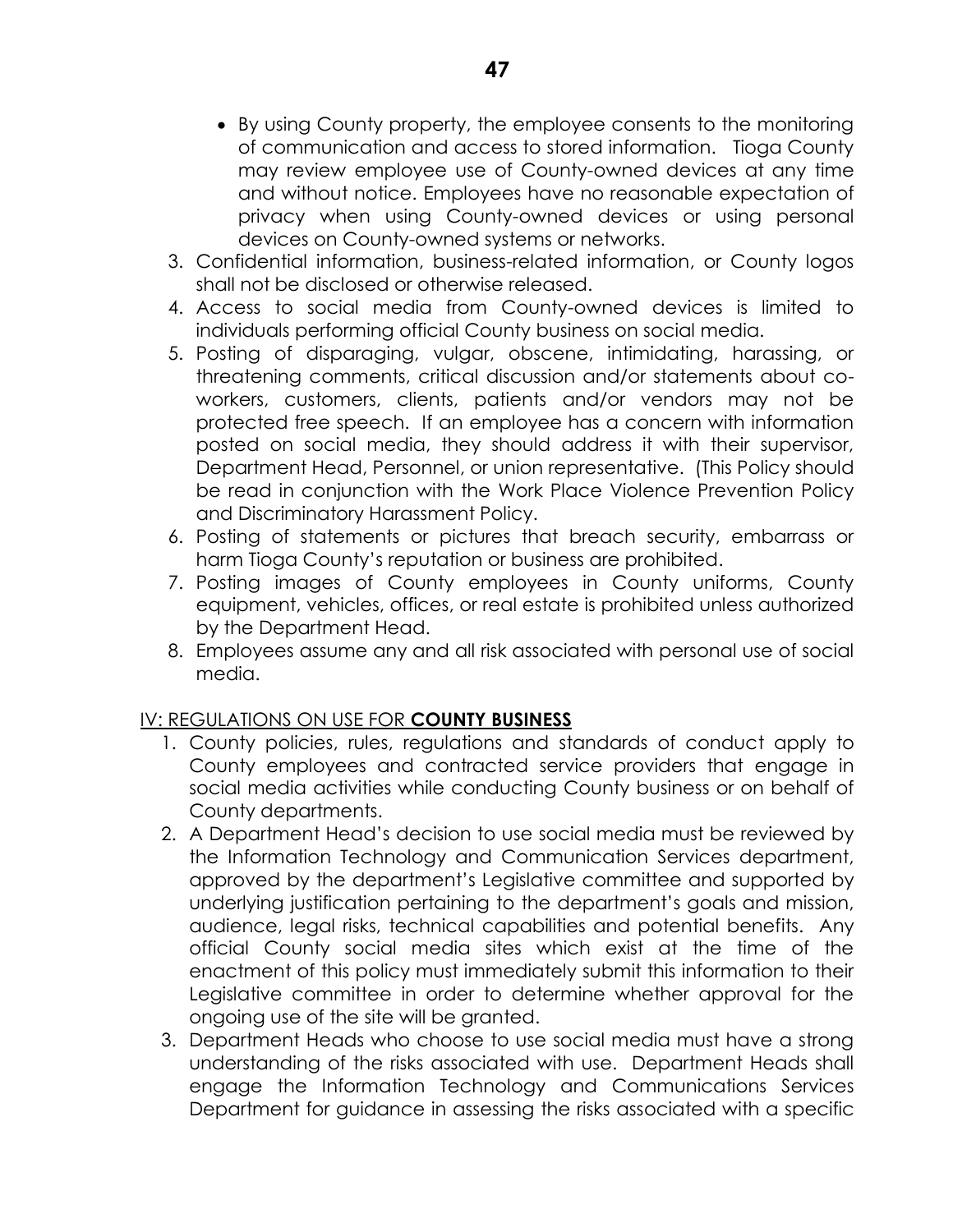- By using County property, the employee consents to the monitoring of communication and access to stored information. Tioga County may review employee use of County-owned devices at any time and without notice. Employees have no reasonable expectation of privacy when using County-owned devices or using personal devices on County-owned systems or networks.

3. Confidential information, business-related information, or County logos shall not be disclosed or otherwise released.
4. Access to social media from County-owned devices is limited to individuals performing official County business on social media.
5. Posting of disparaging, vulgar, obscene, intimidating, harassing, or threatening comments, critical discussion and/or statements about co-workers, customers, clients, patients and/or vendors may not be protected free speech. If an employee has a concern with information posted on social media, they should address it with their supervisor, Department Head, Personnel, or union representative. (This Policy should be read in conjunction with the Work Place Violence Prevention Policy and Discriminatory Harassment Policy.
6. Posting of statements or pictures that breach security, embarrass or harm Tioga County's reputation or business are prohibited.
7. Posting images of County employees in County uniforms, County equipment, vehicles, offices, or real estate is prohibited unless authorized by the Department Head.
8. Employees assume any and all risk associated with personal use of social media.

IV: REGULATIONS ON USE FOR **COUNTY BUSINESS**

1. County policies, rules, regulations and standards of conduct apply to County employees and contracted service providers that engage in social media activities while conducting County business or on behalf of County departments.
2. A Department Head's decision to use social media must be reviewed by the Information Technology and Communication Services department, approved by the department's Legislative committee and supported by underlying justification pertaining to the department's goals and mission, audience, legal risks, technical capabilities and potential benefits. Any official County social media sites which exist at the time of the enactment of this policy must immediately submit this information to their Legislative committee in order to determine whether approval for the ongoing use of the site will be granted.
3. Department Heads who choose to use social media must have a strong understanding of the risks associated with use. Department Heads shall engage the Information Technology and Communications Services Department for guidance in assessing the risks associated with a specific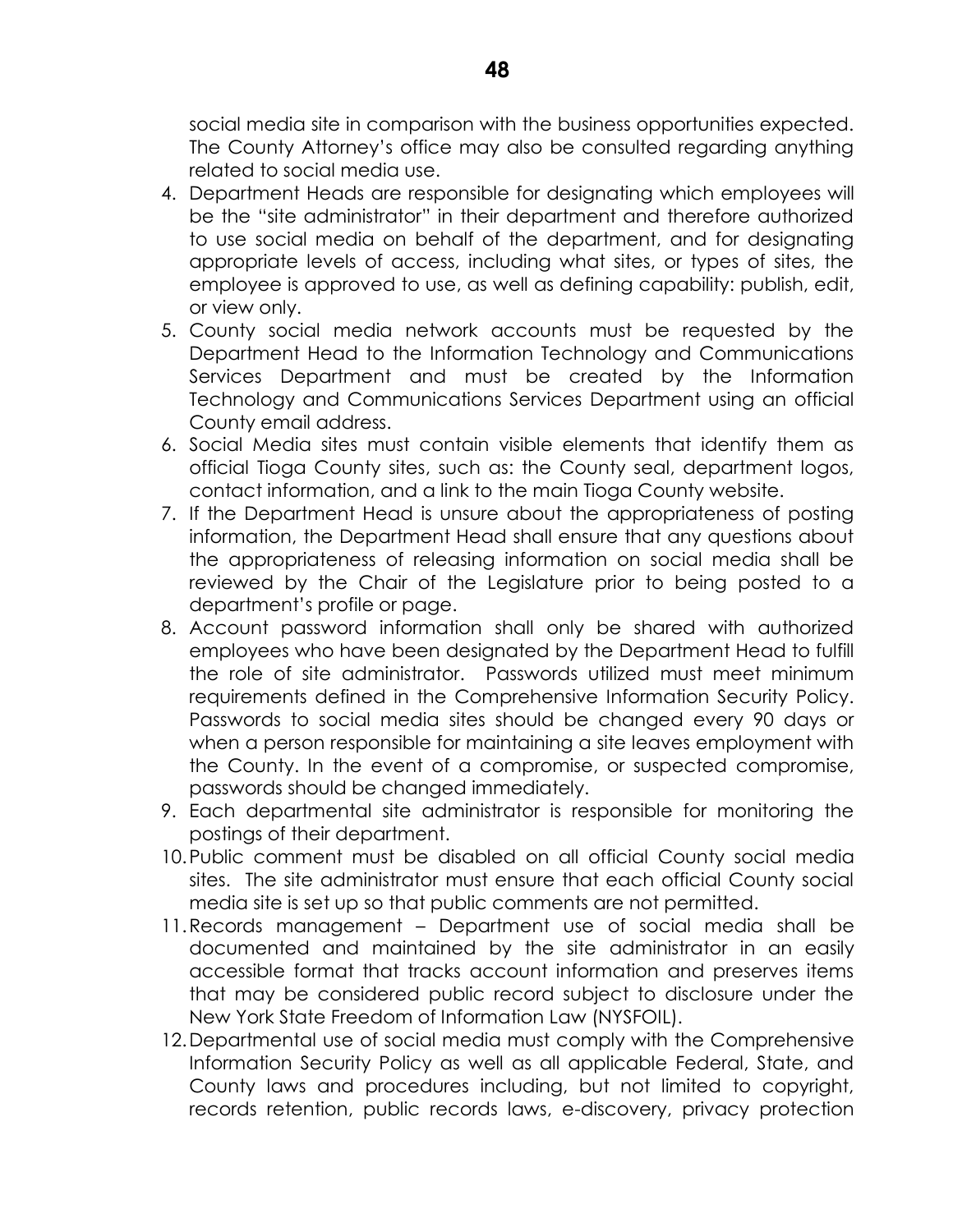social media site in comparison with the business opportunities expected. The County Attorney's office may also be consulted regarding anything related to social media use.

4. Department Heads are responsible for designating which employees will be the "site administrator" in their department and therefore authorized to use social media on behalf of the department, and for designating appropriate levels of access, including what sites, or types of sites, the employee is approved to use, as well as defining capability: publish, edit, or view only.
5. County social media network accounts must be requested by the Department Head to the Information Technology and Communications Services Department and must be created by the Information Technology and Communications Services Department using an official County email address.
6. Social Media sites must contain visible elements that identify them as official Tioga County sites, such as: the County seal, department logos, contact information, and a link to the main Tioga County website.
7. If the Department Head is unsure about the appropriateness of posting information, the Department Head shall ensure that any questions about the appropriateness of releasing information on social media shall be reviewed by the Chair of the Legislature prior to being posted to a department's profile or page.
8. Account password information shall only be shared with authorized employees who have been designated by the Department Head to fulfill the role of site administrator. Passwords utilized must meet minimum requirements defined in the Comprehensive Information Security Policy. Passwords to social media sites should be changed every 90 days or when a person responsible for maintaining a site leaves employment with the County. In the event of a compromise, or suspected compromise, passwords should be changed immediately.
9. Each departmental site administrator is responsible for monitoring the postings of their department.
10. Public comment must be disabled on all official County social media sites. The site administrator must ensure that each official County social media site is set up so that public comments are not permitted.
11. Records management – Department use of social media shall be documented and maintained by the site administrator in an easily accessible format that tracks account information and preserves items that may be considered public record subject to disclosure under the New York State Freedom of Information Law (NYSFOIL).
12. Departmental use of social media must comply with the Comprehensive Information Security Policy as well as all applicable Federal, State, and County laws and procedures including, but not limited to copyright, records retention, public records laws, e-discovery, privacy protection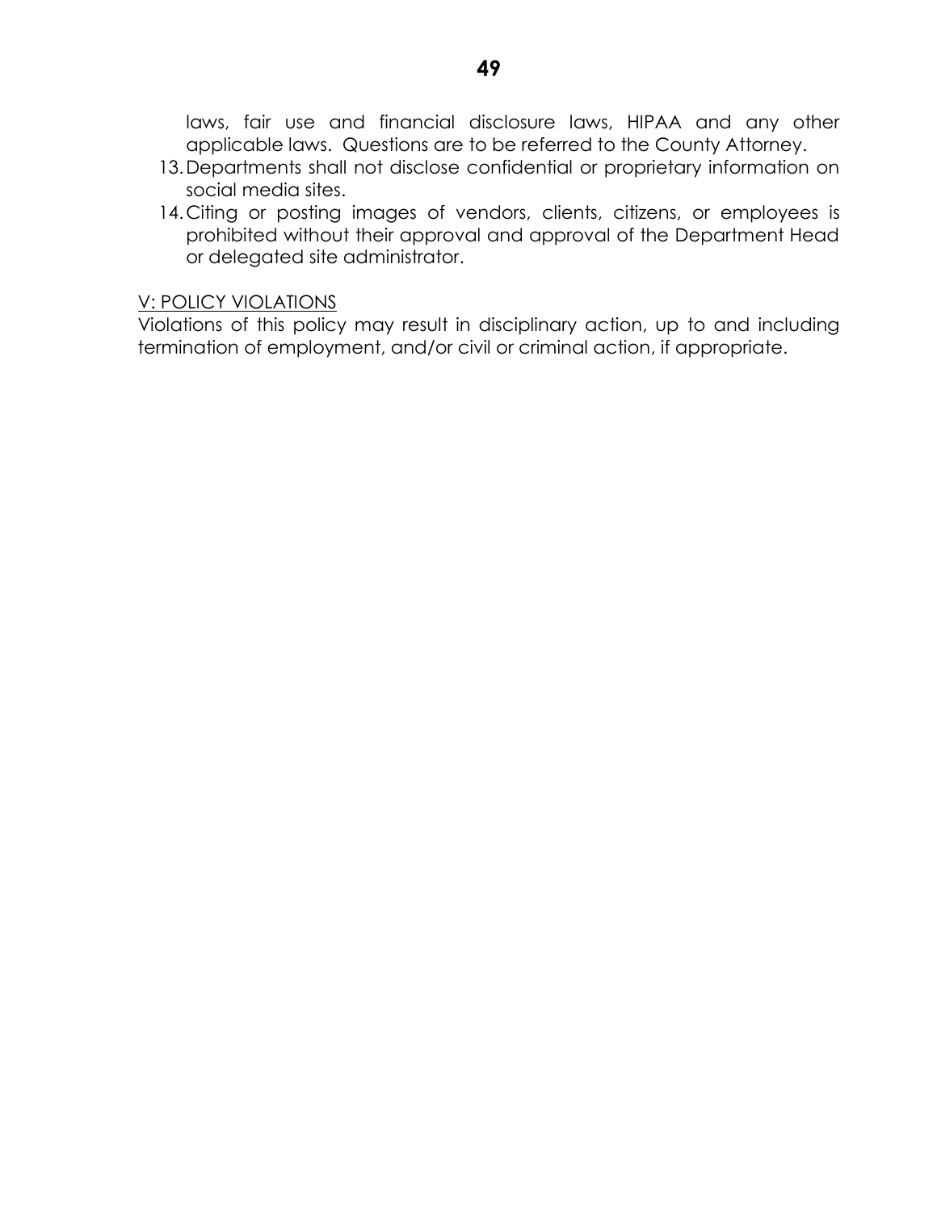laws, fair use and financial disclosure laws, HIPAA and any other applicable laws. Questions are to be referred to the County Attorney.

13. Departments shall not disclose confidential or proprietary information on social media sites.
14. Citing or posting images of vendors, clients, citizens, or employees is prohibited without their approval and approval of the Department Head or delegated site administrator.

V: POLICY VIOLATIONS

Violations of this policy may result in disciplinary action, up to and including termination of employment, and/or civil or criminal action, if appropriate.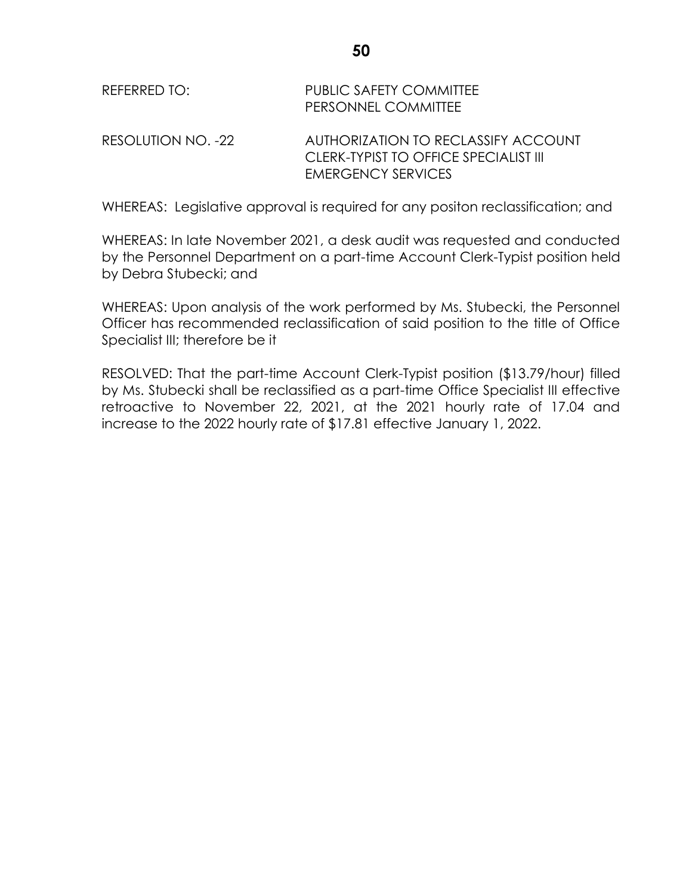REFERRED TO: PUBLIC SAFETY COMMITTEE
PERSONNEL COMMITTEE

RESOLUTION NO. -22 AUTHORIZATION TO RECLASSIFY ACCOUNT CLERK-TYPIST TO OFFICE SPECIALIST III EMERGENCY SERVICES

WHEREAS: Legislative approval is required for any positon reclassification; and

WHEREAS: In late November 2021, a desk audit was requested and conducted by the Personnel Department on a part-time Account Clerk-Typist position held by Debra Stubecki; and

WHEREAS: Upon analysis of the work performed by Ms. Stubecki, the Personnel Officer has recommended reclassification of said position to the title of Office Specialist III; therefore be it

RESOLVED: That the part-time Account Clerk-Typist position ($13.79/hour) filled by Ms. Stubecki shall be reclassified as a part-time Office Specialist III effective retroactive to November 22, 2021, at the 2021 hourly rate of 17.04 and increase to the 2022 hourly rate of $17.81 effective January 1, 2022.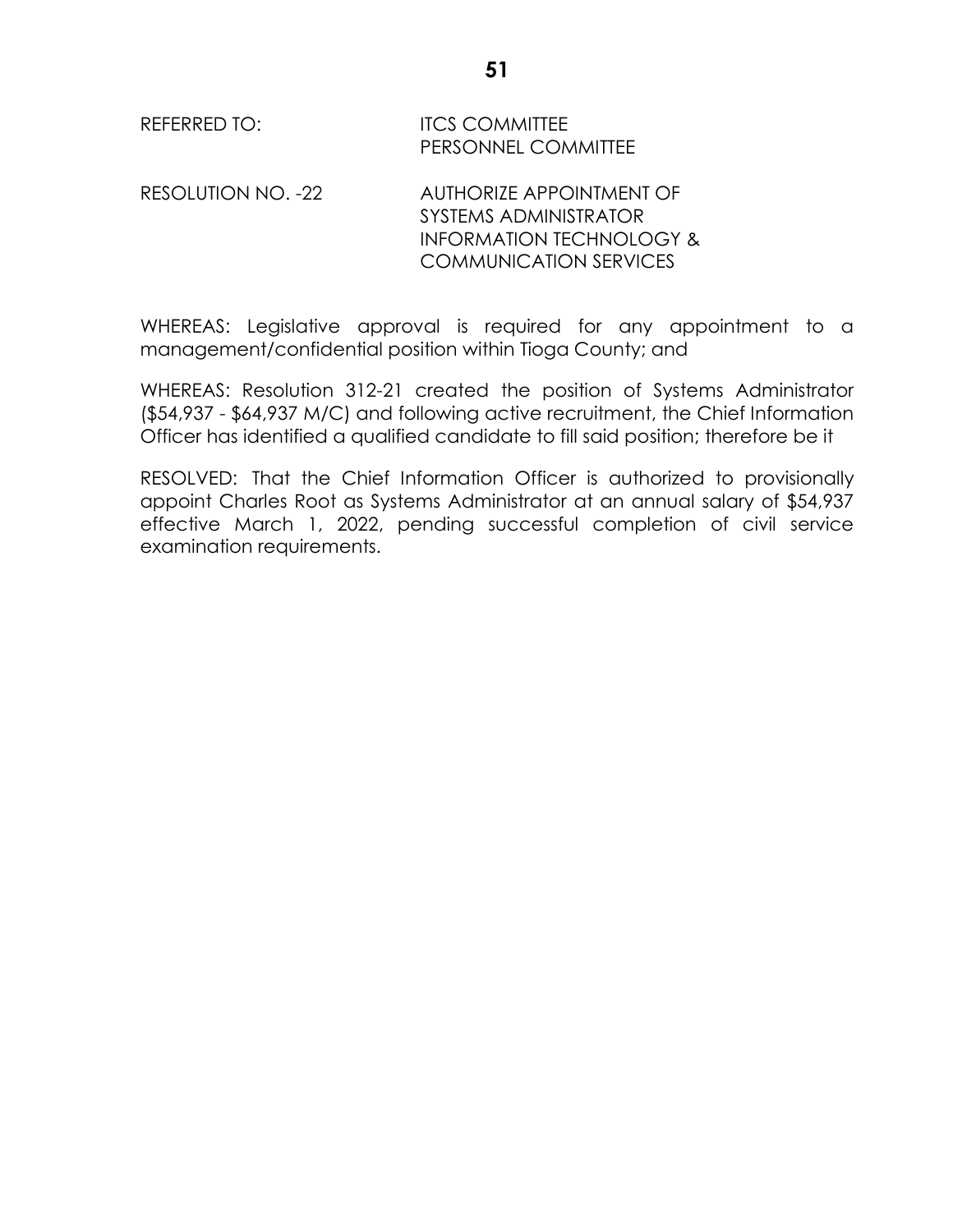REFERRED TO: ITCS COMMITTEE
PERSONNEL COMMITTEE

RESOLUTION NO. -22 AUTHORIZE APPOINTMENT OF SYSTEMS ADMINISTRATOR INFORMATION TECHNOLOGY & COMMUNICATION SERVICES

WHEREAS: Legislative approval is required for any appointment to a management/confidential position within Tioga County; and

WHEREAS: Resolution 312-21 created the position of Systems Administrator ($54,937 - $64,937 M/C) and following active recruitment, the Chief Information Officer has identified a qualified candidate to fill said position; therefore be it

RESOLVED: That the Chief Information Officer is authorized to provisionally appoint Charles Root as Systems Administrator at an annual salary of $54,937 effective March 1, 2022, pending successful completion of civil service examination requirements.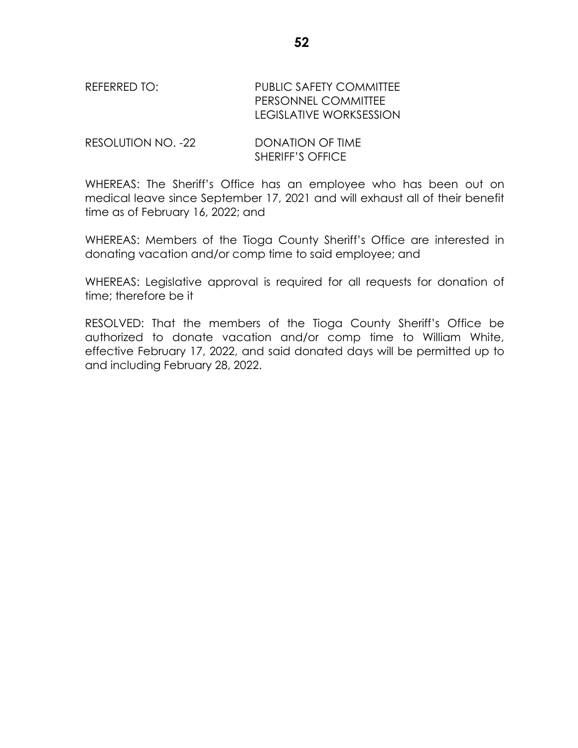REFERRED TO: PUBLIC SAFETY COMMITTEE
PERSONNEL COMMITTEE
LEGISLATIVE WORKSESSION

RESOLUTION NO. -22 DONATION OF TIME
SHERIFF'S OFFICE

WHEREAS: The Sheriff's Office has an employee who has been out on medical leave since September 17, 2021 and will exhaust all of their benefit time as of February 16, 2022; and

WHEREAS: Members of the Tioga County Sheriff's Office are interested in donating vacation and/or comp time to said employee; and

WHEREAS: Legislative approval is required for all requests for donation of time; therefore be it

RESOLVED: That the members of the Tioga County Sheriff's Office be authorized to donate vacation and/or comp time to William White, effective February 17, 2022, and said donated days will be permitted up to and including February 28, 2022.